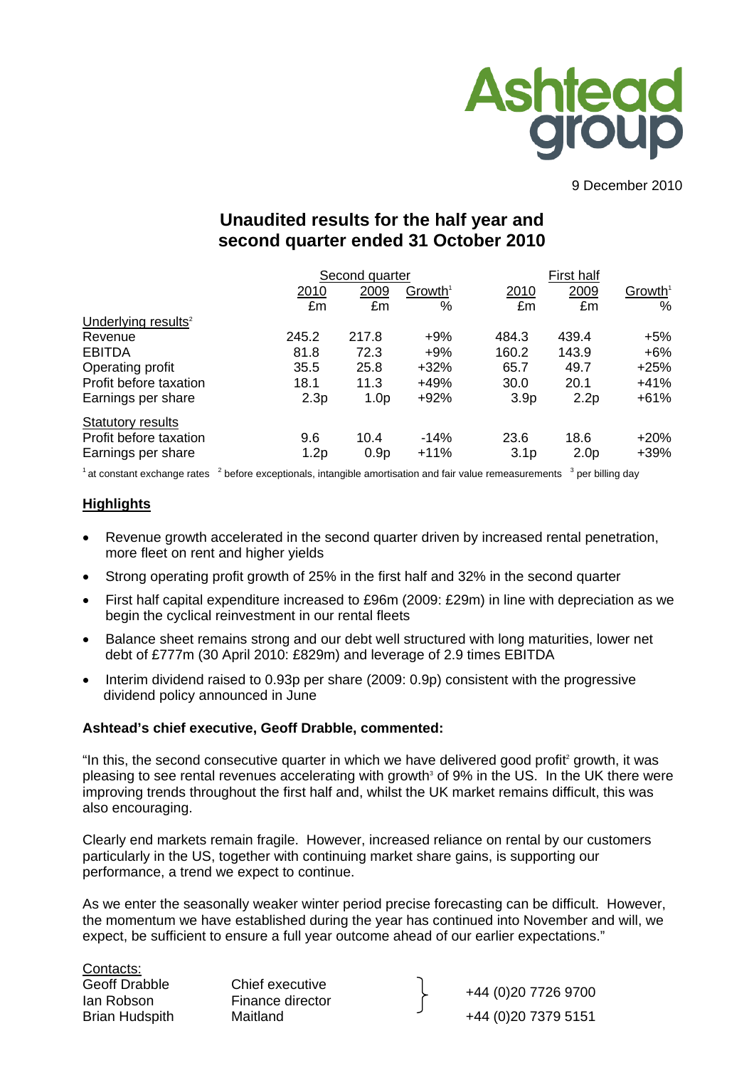Ashtead group

9 December 2010

# Unaudited results for the half year and second quarter ended 31 October 2010

| | Second quarter | | | First half | | |
|---|---|---|---|---|---|---|
| | 2010 | 2009 | Growth[1] | 2010 | 2009 | Growth[1] |
| | £m | £m | % | £m | £m | % |
| Underlying results[2] | | | | | | |
| Revenue | 245.2 | 217.8 | +9% | 484.3 | 439.4 | +5% |
| EBITDA | 81.8 | 72.3 | +9% | 160.2 | 143.9 | +6% |
| Operating profit | 35.5 | 25.8 | +32% | 65.7 | 49.7 | +25% |
| Profit before taxation | 18.1 | 11.3 | +49% | 30.0 | 20.1 | +41% |
| Earnings per share | 2.3p | 1.0p | +92% | 3.9p | 2.2p | +61% |
| Statutory results | | | | | | |
| Profit before taxation | 9.6 | 10.4 | -14% | 23.6 | 18.6 | +20% |
| Earnings per share | 1.2p | 0.9p | +11% | 3.1p | 2.0p | +39% |

[1] at constant exchange rates [2] before exceptionals, intangible amortisation and fair value remeasurements [3] per billing day

## Highlights

- Revenue growth accelerated in the second quarter driven by increased rental penetration, more fleet on rent and higher yields
- Strong operating profit growth of 25% in the first half and 32% in the second quarter
- First half capital expenditure increased to £96m (2009: £29m) in line with depreciation as we begin the cyclical reinvestment in our rental fleets
- Balance sheet remains strong and our debt well structured with long maturities, lower net debt of £777m (30 April 2010: £829m) and leverage of 2.9 times EBITDA
- Interim dividend raised to 0.93p per share (2009: 0.9p) consistent with the progressive dividend policy announced in June

**Ashtead's chief executive, Geoff Drabble, commented:**

"In this, the second consecutive quarter in which we have delivered good profit[2] growth, it was pleasing to see rental revenues accelerating with growth[3] of 9% in the US. In the UK there were improving trends throughout the first half and, whilst the UK market remains difficult, this was also encouraging.

Clearly end markets remain fragile. However, increased reliance on rental by our customers particularly in the US, together with continuing market share gains, is supporting our performance, a trend we expect to continue.

As we enter the seasonally weaker winter period precise forecasting can be difficult. However, the momentum we have established during the year has continued into November and will, we expect, be sufficient to ensure a full year outcome ahead of our earlier expectations."

Contacts:

| | | |
|---|---|---|
| Geoff Drabble | Chief executive | +44 (0)20 7726 9700 |
| Ian Robson | Finance director | |
| Brian Hudspith | Maitland | +44 (0)20 7379 5151 |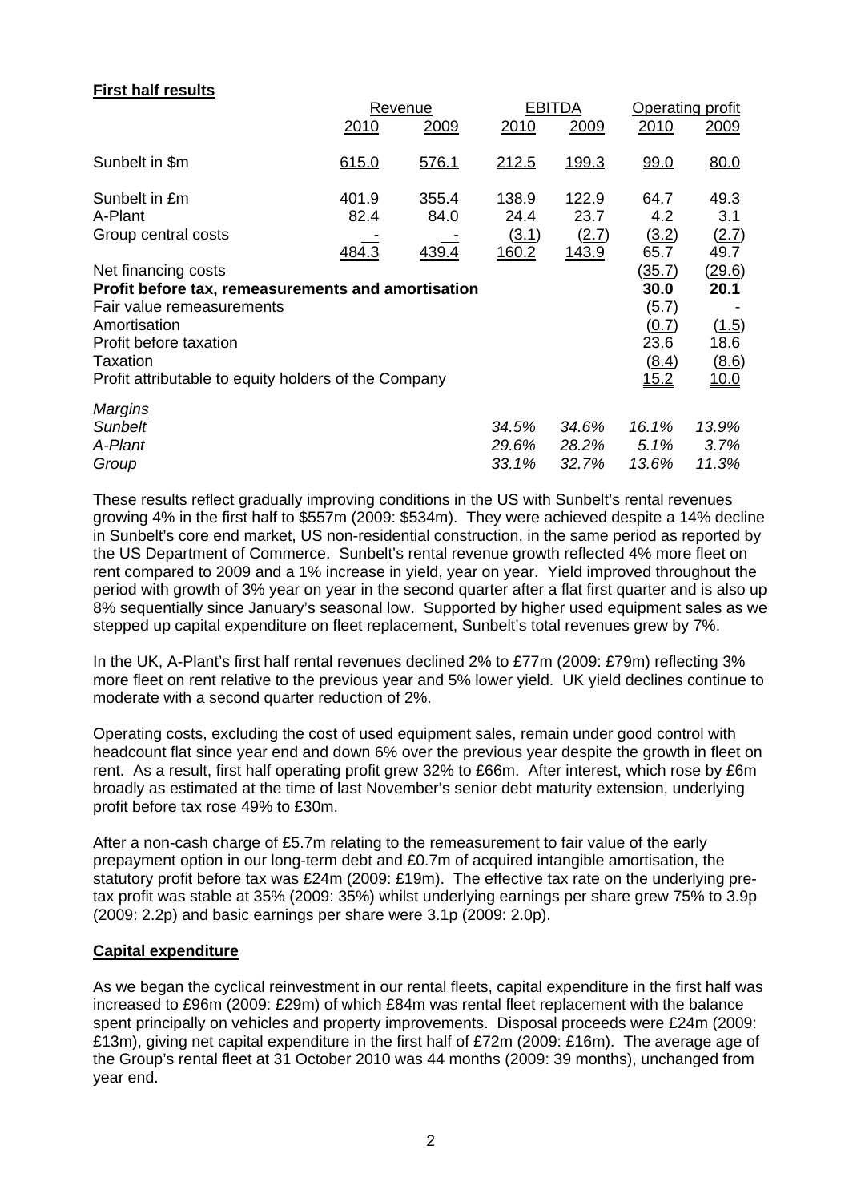**First half results**

| | Revenue | | EBITDA | | Operating profit | |
|---|---|---|---|---|---|---|
| | 2010 | 2009 | 2010 | 2009 | 2010 | 2009 |
| Sunbelt in $m | 615.0 | 576.1 | 212.5 | 199.3 | 99.0 | 80.0 |
| Sunbelt in £m | 401.9 | 355.4 | 138.9 | 122.9 | 64.7 | 49.3 |
| A-Plant | 82.4 | 84.0 | 24.4 | 23.7 | 4.2 | 3.1 |
| Group central costs | - | - | (3.1) | (2.7) | (3.2) | (2.7) |
| | 484.3 | 439.4 | 160.2 | 143.9 | 65.7 | 49.7 |
| Net financing costs | | | | | (35.7) | (29.6) |
| **Profit before tax, remeasurements and amortisation** | | | | | **30.0** | **20.1** |
| Fair value remeasurements | | | | | (5.7) | - |
| Amortisation | | | | | (0.7) | (1.5) |
| Profit before taxation | | | | | 23.6 | 18.6 |
| Taxation | | | | | (8.4) | (8.6) |
| Profit attributable to equity holders of the Company | | | | | 15.2 | 10.0 |
| *Margins* | | | | | | |
| *Sunbelt* | | | *34.5%* | *34.6%* | *16.1%* | *13.9%* |
| *A-Plant* | | | *29.6%* | *28.2%* | *5.1%* | *3.7%* |
| *Group* | | | *33.1%* | *32.7%* | *13.6%* | *11.3%* |

These results reflect gradually improving conditions in the US with Sunbelt's rental revenues growing 4% in the first half to $557m (2009: $534m). They were achieved despite a 14% decline in Sunbelt's core end market, US non-residential construction, in the same period as reported by the US Department of Commerce. Sunbelt's rental revenue growth reflected 4% more fleet on rent compared to 2009 and a 1% increase in yield, year on year. Yield improved throughout the period with growth of 3% year on year in the second quarter after a flat first quarter and is also up 8% sequentially since January's seasonal low. Supported by higher used equipment sales as we stepped up capital expenditure on fleet replacement, Sunbelt's total revenues grew by 7%.

In the UK, A-Plant's first half rental revenues declined 2% to £77m (2009: £79m) reflecting 3% more fleet on rent relative to the previous year and 5% lower yield. UK yield declines continue to moderate with a second quarter reduction of 2%.

Operating costs, excluding the cost of used equipment sales, remain under good control with headcount flat since year end and down 6% over the previous year despite the growth in fleet on rent. As a result, first half operating profit grew 32% to £66m. After interest, which rose by £6m broadly as estimated at the time of last November's senior debt maturity extension, underlying profit before tax rose 49% to £30m.

After a non-cash charge of £5.7m relating to the remeasurement to fair value of the early prepayment option in our long-term debt and £0.7m of acquired intangible amortisation, the statutory profit before tax was £24m (2009: £19m). The effective tax rate on the underlying pre-tax profit was stable at 35% (2009: 35%) whilst underlying earnings per share grew 75% to 3.9p (2009: 2.2p) and basic earnings per share were 3.1p (2009: 2.0p).

**Capital expenditure**

As we began the cyclical reinvestment in our rental fleets, capital expenditure in the first half was increased to £96m (2009: £29m) of which £84m was rental fleet replacement with the balance spent principally on vehicles and property improvements. Disposal proceeds were £24m (2009: £13m), giving net capital expenditure in the first half of £72m (2009: £16m). The average age of the Group's rental fleet at 31 October 2010 was 44 months (2009: 39 months), unchanged from year end.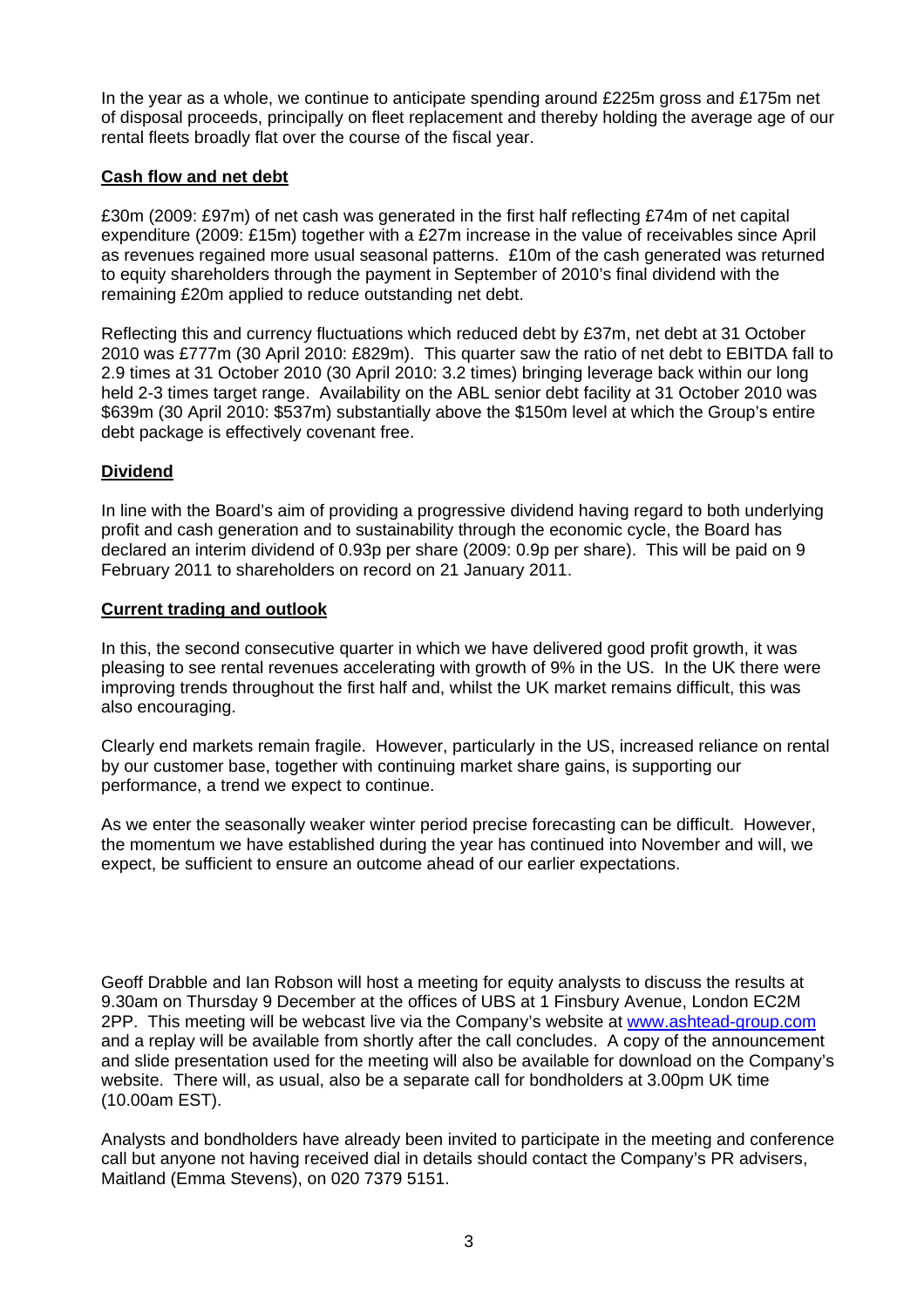In the year as a whole, we continue to anticipate spending around £225m gross and £175m net of disposal proceeds, principally on fleet replacement and thereby holding the average age of our rental fleets broadly flat over the course of the fiscal year.

**Cash flow and net debt**

£30m (2009: £97m) of net cash was generated in the first half reflecting £74m of net capital expenditure (2009: £15m) together with a £27m increase in the value of receivables since April as revenues regained more usual seasonal patterns. £10m of the cash generated was returned to equity shareholders through the payment in September of 2010's final dividend with the remaining £20m applied to reduce outstanding net debt.

Reflecting this and currency fluctuations which reduced debt by £37m, net debt at 31 October 2010 was £777m (30 April 2010: £829m). This quarter saw the ratio of net debt to EBITDA fall to 2.9 times at 31 October 2010 (30 April 2010: 3.2 times) bringing leverage back within our long held 2-3 times target range. Availability on the ABL senior debt facility at 31 October 2010 was $639m (30 April 2010: $537m) substantially above the $150m level at which the Group's entire debt package is effectively covenant free.

**Dividend**

In line with the Board's aim of providing a progressive dividend having regard to both underlying profit and cash generation and to sustainability through the economic cycle, the Board has declared an interim dividend of 0.93p per share (2009: 0.9p per share). This will be paid on 9 February 2011 to shareholders on record on 21 January 2011.

**Current trading and outlook**

In this, the second consecutive quarter in which we have delivered good profit growth, it was pleasing to see rental revenues accelerating with growth of 9% in the US. In the UK there were improving trends throughout the first half and, whilst the UK market remains difficult, this was also encouraging.

Clearly end markets remain fragile. However, particularly in the US, increased reliance on rental by our customer base, together with continuing market share gains, is supporting our performance, a trend we expect to continue.

As we enter the seasonally weaker winter period precise forecasting can be difficult. However, the momentum we have established during the year has continued into November and will, we expect, be sufficient to ensure an outcome ahead of our earlier expectations.

Geoff Drabble and Ian Robson will host a meeting for equity analysts to discuss the results at 9.30am on Thursday 9 December at the offices of UBS at 1 Finsbury Avenue, London EC2M 2PP. This meeting will be webcast live via the Company's website at [www.ashtead-group.com](http://www.ashtead-group.com) and a replay will be available from shortly after the call concludes. A copy of the announcement and slide presentation used for the meeting will also be available for download on the Company's website. There will, as usual, also be a separate call for bondholders at 3.00pm UK time (10.00am EST).

Analysts and bondholders have already been invited to participate in the meeting and conference call but anyone not having received dial in details should contact the Company's PR advisers, Maitland (Emma Stevens), on 020 7379 5151.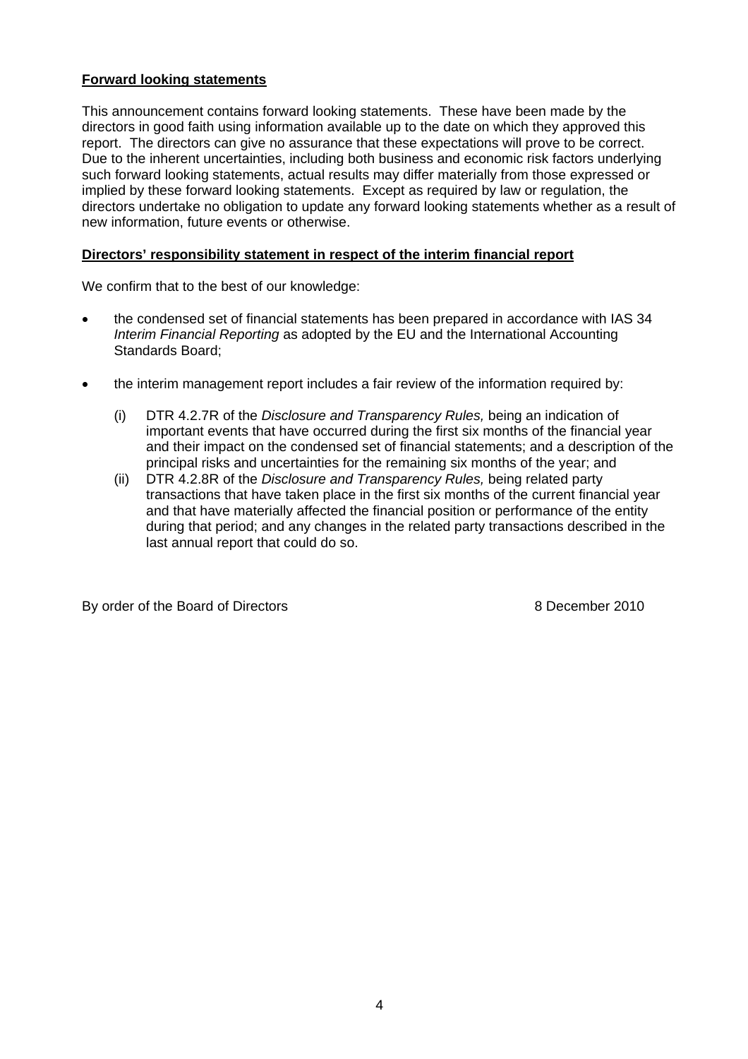**Forward looking statements**

This announcement contains forward looking statements. These have been made by the directors in good faith using information available up to the date on which they approved this report. The directors can give no assurance that these expectations will prove to be correct. Due to the inherent uncertainties, including both business and economic risk factors underlying such forward looking statements, actual results may differ materially from those expressed or implied by these forward looking statements. Except as required by law or regulation, the directors undertake no obligation to update any forward looking statements whether as a result of new information, future events or otherwise.

**Directors' responsibility statement in respect of the interim financial report**

We confirm that to the best of our knowledge:

- the condensed set of financial statements has been prepared in accordance with IAS 34 *Interim Financial Reporting* as adopted by the EU and the International Accounting Standards Board;

- the interim management report includes a fair review of the information required by:

  (i) DTR 4.2.7R of the *Disclosure and Transparency Rules,* being an indication of important events that have occurred during the first six months of the financial year and their impact on the condensed set of financial statements; and a description of the principal risks and uncertainties for the remaining six months of the year; and

  (ii) DTR 4.2.8R of the *Disclosure and Transparency Rules,* being related party transactions that have taken place in the first six months of the current financial year and that have materially affected the financial position or performance of the entity during that period; and any changes in the related party transactions described in the last annual report that could do so.

By order of the Board of Directors 8 December 2010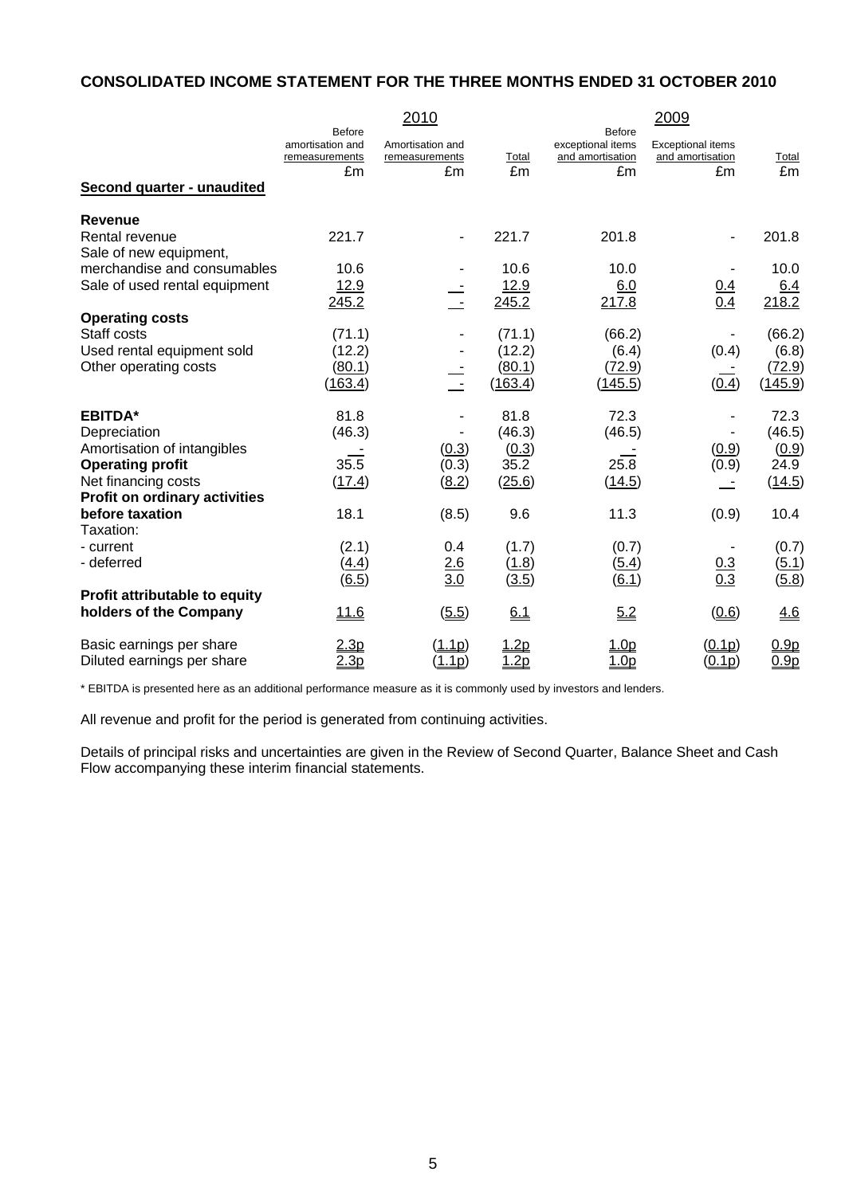## CONSOLIDATED INCOME STATEMENT FOR THE THREE MONTHS ENDED 31 OCTOBER 2010

| | 2010 | | | 2009 | | |
|---|---|---|---|---|---|---|
| | Before amortisation and remeasurements | Amortisation and remeasurements | Total | Before exceptional items and amortisation | Exceptional items and amortisation | Total |
| | £m | £m | £m | £m | £m | £m |
| **Second quarter - unaudited** | | | | | | |
| **Revenue** | | | | | | |
| Rental revenue | 221.7 | - | 221.7 | 201.8 | - | 201.8 |
| Sale of new equipment, merchandise and consumables | 10.6 | - | 10.6 | 10.0 | - | 10.0 |
| Sale of used rental equipment | 12.9 | - | 12.9 | 6.0 | 0.4 | 6.4 |
| | 245.2 | - | 245.2 | 217.8 | 0.4 | 218.2 |
| **Operating costs** | | | | | | |
| Staff costs | (71.1) | - | (71.1) | (66.2) | - | (66.2) |
| Used rental equipment sold | (12.2) | - | (12.2) | (6.4) | (0.4) | (6.8) |
| Other operating costs | (80.1) | - | (80.1) | (72.9) | - | (72.9) |
| | (163.4) | - | (163.4) | (145.5) | (0.4) | (145.9) |
| **EBITDA*** | 81.8 | - | 81.8 | 72.3 | - | 72.3 |
| Depreciation | (46.3) | - | (46.3) | (46.5) | - | (46.5) |
| Amortisation of intangibles | - | (0.3) | (0.3) | - | (0.9) | (0.9) |
| **Operating profit** | 35.5 | (0.3) | 35.2 | 25.8 | (0.9) | 24.9 |
| Net financing costs | (17.4) | (8.2) | (25.6) | (14.5) | - | (14.5) |
| **Profit on ordinary activities before taxation** | 18.1 | (8.5) | 9.6 | 11.3 | (0.9) | 10.4 |
| Taxation: | | | | | | |
| - current | (2.1) | 0.4 | (1.7) | (0.7) | - | (0.7) |
| - deferred | (4.4) | 2.6 | (1.8) | (5.4) | 0.3 | (5.1) |
| | (6.5) | 3.0 | (3.5) | (6.1) | 0.3 | (5.8) |
| **Profit attributable to equity holders of the Company** | 11.6 | (5.5) | 6.1 | 5.2 | (0.6) | 4.6 |
| Basic earnings per share | 2.3p | (1.1p) | 1.2p | 1.0p | (0.1p) | 0.9p |
| Diluted earnings per share | 2.3p | (1.1p) | 1.2p | 1.0p | (0.1p) | 0.9p |

* EBITDA is presented here as an additional performance measure as it is commonly used by investors and lenders.

All revenue and profit for the period is generated from continuing activities.

Details of principal risks and uncertainties are given in the Review of Second Quarter, Balance Sheet and Cash Flow accompanying these interim financial statements.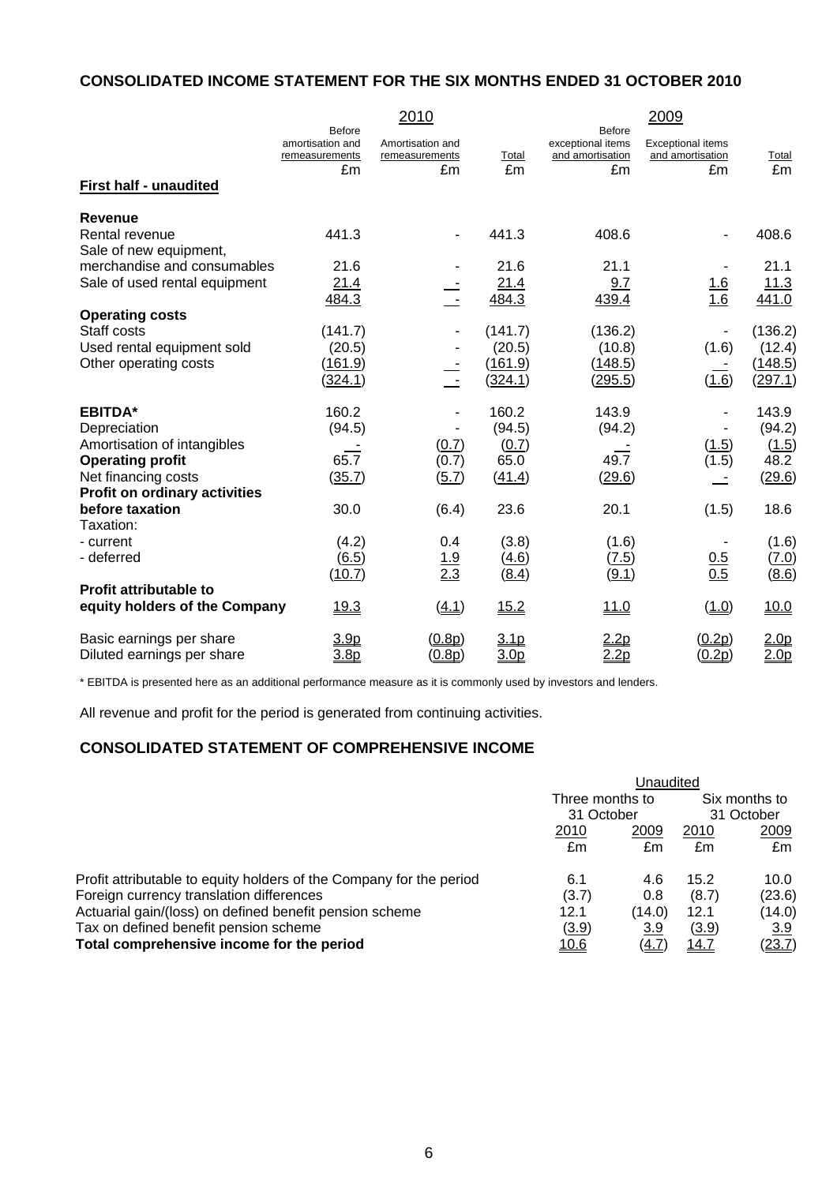## CONSOLIDATED INCOME STATEMENT FOR THE SIX MONTHS ENDED 31 OCTOBER 2010

| | 2010 | | | 2009 | | |
|---|---|---|---|---|---|---|
| | Before amortisation and remeasurements | Amortisation and remeasurements | Total | Before exceptional items and amortisation | Exceptional items and amortisation | Total |
| | £m | £m | £m | £m | £m | £m |
| **First half - unaudited** | | | | | | |
| **Revenue** | | | | | | |
| Rental revenue | 441.3 | - | 441.3 | 408.6 | - | 408.6 |
| Sale of new equipment, merchandise and consumables | 21.6 | - | 21.6 | 21.1 | - | 21.1 |
| Sale of used rental equipment | 21.4 | - | 21.4 | 9.7 | 1.6 | 11.3 |
| | 484.3 | - | 484.3 | 439.4 | 1.6 | 441.0 |
| **Operating costs** | | | | | | |
| Staff costs | (141.7) | - | (141.7) | (136.2) | - | (136.2) |
| Used rental equipment sold | (20.5) | - | (20.5) | (10.8) | (1.6) | (12.4) |
| Other operating costs | (161.9) | - | (161.9) | (148.5) | - | (148.5) |
| | (324.1) | - | (324.1) | (295.5) | (1.6) | (297.1) |
| **EBITDA*** | 160.2 | - | 160.2 | 143.9 | - | 143.9 |
| Depreciation | (94.5) | - | (94.5) | (94.2) | - | (94.2) |
| Amortisation of intangibles | - | (0.7) | (0.7) | - | (1.5) | (1.5) |
| **Operating profit** | 65.7 | (0.7) | 65.0 | 49.7 | (1.5) | 48.2 |
| Net financing costs | (35.7) | (5.7) | (41.4) | (29.6) | - | (29.6) |
| **Profit on ordinary activities before taxation** | 30.0 | (6.4) | 23.6 | 20.1 | (1.5) | 18.6 |
| Taxation: | | | | | | |
| - current | (4.2) | 0.4 | (3.8) | (1.6) | - | (1.6) |
| - deferred | (6.5) | 1.9 | (4.6) | (7.5) | 0.5 | (7.0) |
| | (10.7) | 2.3 | (8.4) | (9.1) | 0.5 | (8.6) |
| **Profit attributable to equity holders of the Company** | 19.3 | (4.1) | 15.2 | 11.0 | (1.0) | 10.0 |
| Basic earnings per share | 3.9p | (0.8p) | 3.1p | 2.2p | (0.2p) | 2.0p |
| Diluted earnings per share | 3.8p | (0.8p) | 3.0p | 2.2p | (0.2p) | 2.0p |

* EBITDA is presented here as an additional performance measure as it is commonly used by investors and lenders.

All revenue and profit for the period is generated from continuing activities.

## CONSOLIDATED STATEMENT OF COMPREHENSIVE INCOME

| | Unaudited | | | |
|---|---|---|---|---|
| | Three months to 31 October | | Six months to 31 October | |
| | 2010 | 2009 | 2010 | 2009 |
| | £m | £m | £m | £m |
| Profit attributable to equity holders of the Company for the period | 6.1 | 4.6 | 15.2 | 10.0 |
| Foreign currency translation differences | (3.7) | 0.8 | (8.7) | (23.6) |
| Actuarial gain/(loss) on defined benefit pension scheme | 12.1 | (14.0) | 12.1 | (14.0) |
| Tax on defined benefit pension scheme | (3.9) | 3.9 | (3.9) | 3.9 |
| **Total comprehensive income for the period** | 10.6 | (4.7) | 14.7 | (23.7) |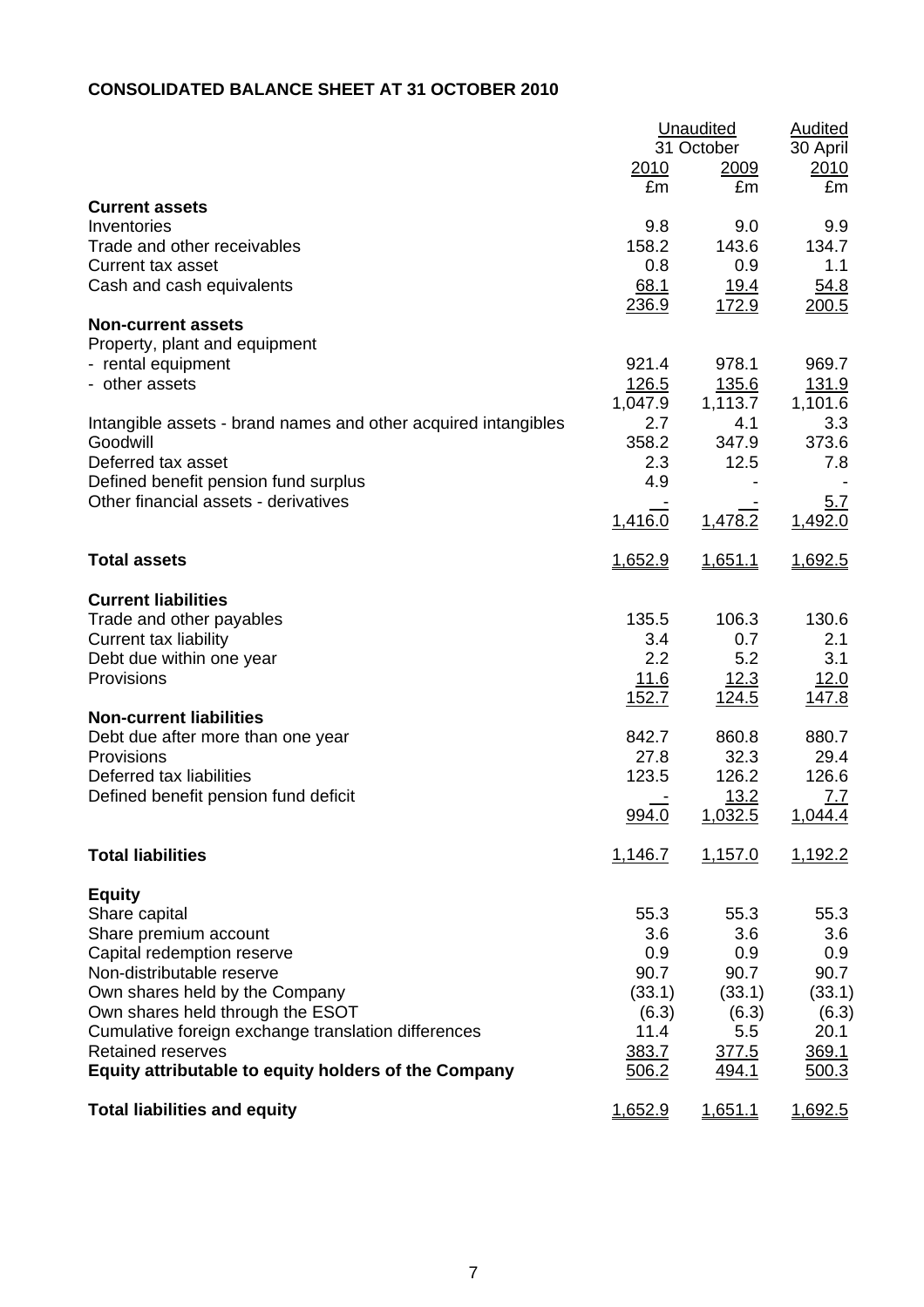## CONSOLIDATED BALANCE SHEET AT 31 OCTOBER 2010

| | Unaudited 31 October 2010 £m | Unaudited 31 October 2009 £m | Audited 30 April 2010 £m |
|---|---|---|---|
| **Current assets** | | | |
| Inventories | 9.8 | 9.0 | 9.9 |
| Trade and other receivables | 158.2 | 143.6 | 134.7 |
| Current tax asset | 0.8 | 0.9 | 1.1 |
| Cash and cash equivalents | 68.1 | 19.4 | 54.8 |
| | 236.9 | 172.9 | 200.5 |
| **Non-current assets** | | | |
| Property, plant and equipment | | | |
| - rental equipment | 921.4 | 978.1 | 969.7 |
| - other assets | 126.5 | 135.6 | 131.9 |
| | 1,047.9 | 1,113.7 | 1,101.6 |
| Intangible assets - brand names and other acquired intangibles | 2.7 | 4.1 | 3.3 |
| Goodwill | 358.2 | 347.9 | 373.6 |
| Deferred tax asset | 2.3 | 12.5 | 7.8 |
| Defined benefit pension fund surplus | 4.9 | - | - |
| Other financial assets - derivatives | - | - | 5.7 |
| | 1,416.0 | 1,478.2 | 1,492.0 |
| **Total assets** | 1,652.9 | 1,651.1 | 1,692.5 |
| **Current liabilities** | | | |
| Trade and other payables | 135.5 | 106.3 | 130.6 |
| Current tax liability | 3.4 | 0.7 | 2.1 |
| Debt due within one year | 2.2 | 5.2 | 3.1 |
| Provisions | 11.6 | 12.3 | 12.0 |
| | 152.7 | 124.5 | 147.8 |
| **Non-current liabilities** | | | |
| Debt due after more than one year | 842.7 | 860.8 | 880.7 |
| Provisions | 27.8 | 32.3 | 29.4 |
| Deferred tax liabilities | 123.5 | 126.2 | 126.6 |
| Defined benefit pension fund deficit | - | 13.2 | 7.7 |
| | 994.0 | 1,032.5 | 1,044.4 |
| **Total liabilities** | 1,146.7 | 1,157.0 | 1,192.2 |
| **Equity** | | | |
| Share capital | 55.3 | 55.3 | 55.3 |
| Share premium account | 3.6 | 3.6 | 3.6 |
| Capital redemption reserve | 0.9 | 0.9 | 0.9 |
| Non-distributable reserve | 90.7 | 90.7 | 90.7 |
| Own shares held by the Company | (33.1) | (33.1) | (33.1) |
| Own shares held through the ESOT | (6.3) | (6.3) | (6.3) |
| Cumulative foreign exchange translation differences | 11.4 | 5.5 | 20.1 |
| Retained reserves | 383.7 | 377.5 | 369.1 |
| **Equity attributable to equity holders of the Company** | 506.2 | 494.1 | 500.3 |
| **Total liabilities and equity** | 1,652.9 | 1,651.1 | 1,692.5 |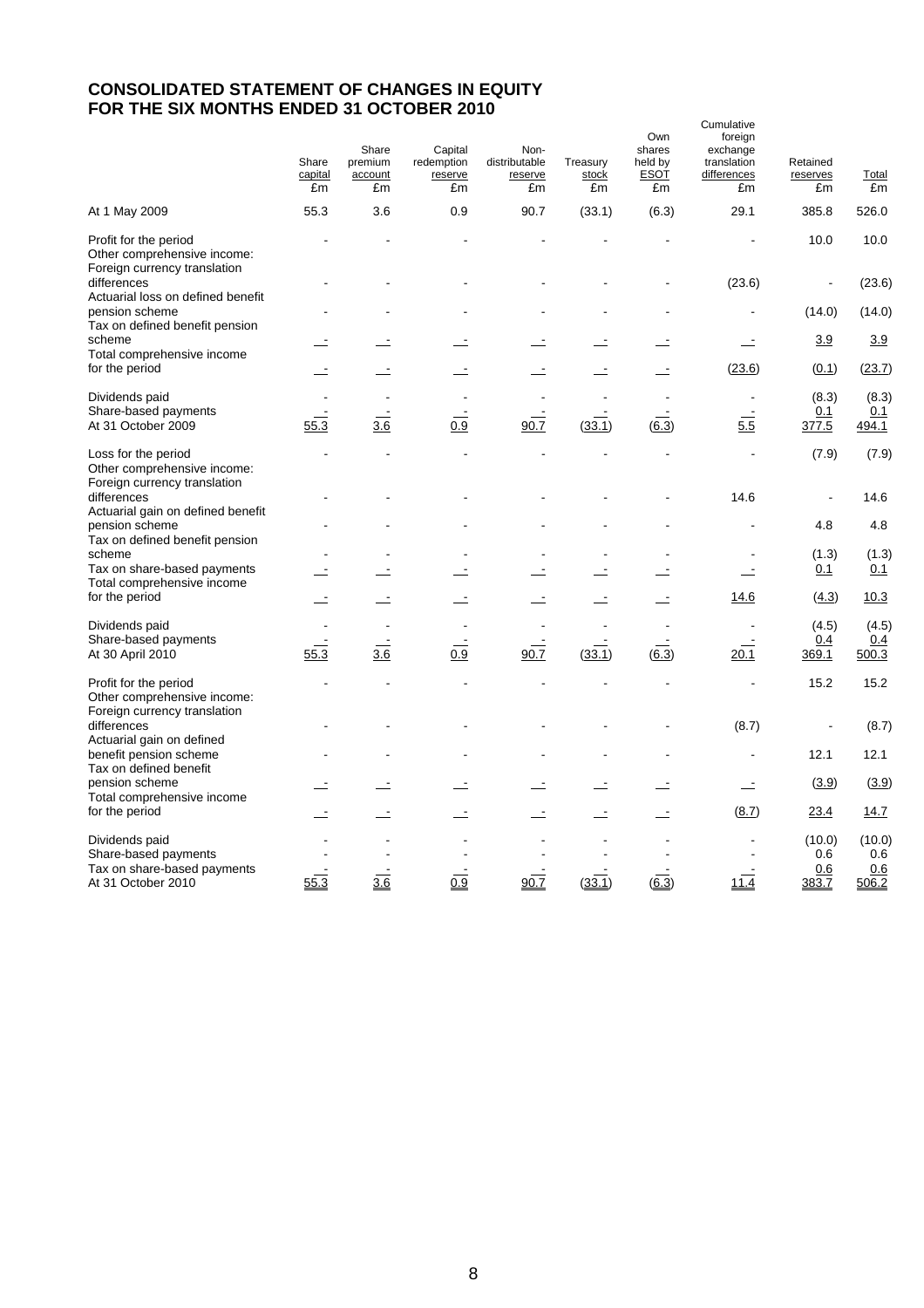# CONSOLIDATED STATEMENT OF CHANGES IN EQUITY
# FOR THE SIX MONTHS ENDED 31 OCTOBER 2010

| | Share capital £m | Share premium account £m | Capital redemption reserve £m | Non-distributable reserve £m | Treasury stock £m | Own shares held by ESOT £m | Cumulative foreign exchange translation differences £m | Retained reserves £m | Total £m |
|---|---|---|---|---|---|---|---|---|---|
| At 1 May 2009 | 55.3 | 3.6 | 0.9 | 90.7 | (33.1) | (6.3) | 29.1 | 385.8 | 526.0 |
| Profit for the period | - | - | - | - | - | - | - | 10.0 | 10.0 |
| Other comprehensive income: | | | | | | | | | |
| Foreign currency translation differences | - | - | - | - | - | - | (23.6) | - | (23.6) |
| Actuarial loss on defined benefit pension scheme | - | - | - | - | - | - | - | (14.0) | (14.0) |
| Tax on defined benefit pension scheme | - | - | - | - | - | - | - | 3.9 | 3.9 |
| Total comprehensive income for the period | - | - | - | - | - | - | (23.6) | (0.1) | (23.7) |
| Dividends paid | - | - | - | - | - | - | - | (8.3) | (8.3) |
| Share-based payments | - | - | - | - | - | - | - | 0.1 | 0.1 |
| At 31 October 2009 | 55.3 | 3.6 | 0.9 | 90.7 | (33.1) | (6.3) | 5.5 | 377.5 | 494.1 |
| Loss for the period | - | - | - | - | - | - | - | (7.9) | (7.9) |
| Other comprehensive income: | | | | | | | | | |
| Foreign currency translation differences | - | - | - | - | - | - | 14.6 | - | 14.6 |
| Actuarial gain on defined benefit pension scheme | - | - | - | - | - | - | - | 4.8 | 4.8 |
| Tax on defined benefit pension scheme | - | - | - | - | - | - | - | (1.3) | (1.3) |
| Tax on share-based payments | - | - | - | - | - | - | - | 0.1 | 0.1 |
| Total comprehensive income for the period | - | - | - | - | - | - | 14.6 | (4.3) | 10.3 |
| Dividends paid | - | - | - | - | - | - | - | (4.5) | (4.5) |
| Share-based payments | - | - | - | - | - | - | - | 0.4 | 0.4 |
| At 30 April 2010 | 55.3 | 3.6 | 0.9 | 90.7 | (33.1) | (6.3) | 20.1 | 369.1 | 500.3 |
| Profit for the period | - | - | - | - | - | - | - | 15.2 | 15.2 |
| Other comprehensive income: | | | | | | | | | |
| Foreign currency translation differences | - | - | - | - | - | - | (8.7) | - | (8.7) |
| Actuarial gain on defined benefit pension scheme | - | - | - | - | - | - | - | 12.1 | 12.1 |
| Tax on defined benefit pension scheme | - | - | - | - | - | - | - | (3.9) | (3.9) |
| Total comprehensive income for the period | - | - | - | - | - | - | (8.7) | 23.4 | 14.7 |
| Dividends paid | - | - | - | - | - | - | - | (10.0) | (10.0) |
| Share-based payments | - | - | - | - | - | - | - | 0.6 | 0.6 |
| Tax on share-based payments | - | - | - | - | - | - | - | 0.6 | 0.6 |
| At 31 October 2010 | 55.3 | 3.6 | 0.9 | 90.7 | (33.1) | (6.3) | 11.4 | 383.7 | 506.2 |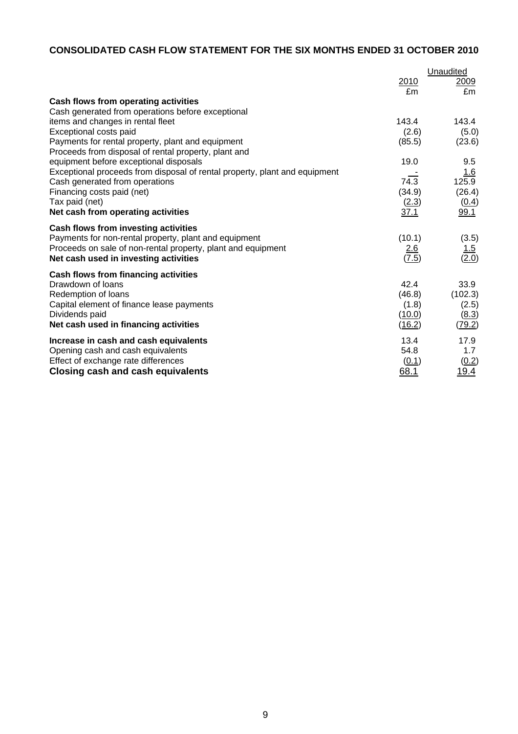## CONSOLIDATED CASH FLOW STATEMENT FOR THE SIX MONTHS ENDED 31 OCTOBER 2010

| | Unaudited | |
|---|---|---|
| | 2010 | 2009 |
| | £m | £m |
| **Cash flows from operating activities** | | |
| Cash generated from operations before exceptional items and changes in rental fleet | 143.4 | 143.4 |
| Exceptional costs paid | (2.6) | (5.0) |
| Payments for rental property, plant and equipment | (85.5) | (23.6) |
| Proceeds from disposal of rental property, plant and equipment before exceptional disposals | 19.0 | 9.5 |
| Exceptional proceeds from disposal of rental property, plant and equipment | - | 1.6 |
| Cash generated from operations | 74.3 | 125.9 |
| Financing costs paid (net) | (34.9) | (26.4) |
| Tax paid (net) | (2.3) | (0.4) |
| **Net cash from operating activities** | 37.1 | 99.1 |
| **Cash flows from investing activities** | | |
| Payments for non-rental property, plant and equipment | (10.1) | (3.5) |
| Proceeds on sale of non-rental property, plant and equipment | 2.6 | 1.5 |
| **Net cash used in investing activities** | (7.5) | (2.0) |
| **Cash flows from financing activities** | | |
| Drawdown of loans | 42.4 | 33.9 |
| Redemption of loans | (46.8) | (102.3) |
| Capital element of finance lease payments | (1.8) | (2.5) |
| Dividends paid | (10.0) | (8.3) |
| **Net cash used in financing activities** | (16.2) | (79.2) |
| **Increase in cash and cash equivalents** | 13.4 | 17.9 |
| Opening cash and cash equivalents | 54.8 | 1.7 |
| Effect of exchange rate differences | (0.1) | (0.2) |
| **Closing cash and cash equivalents** | 68.1 | 19.4 |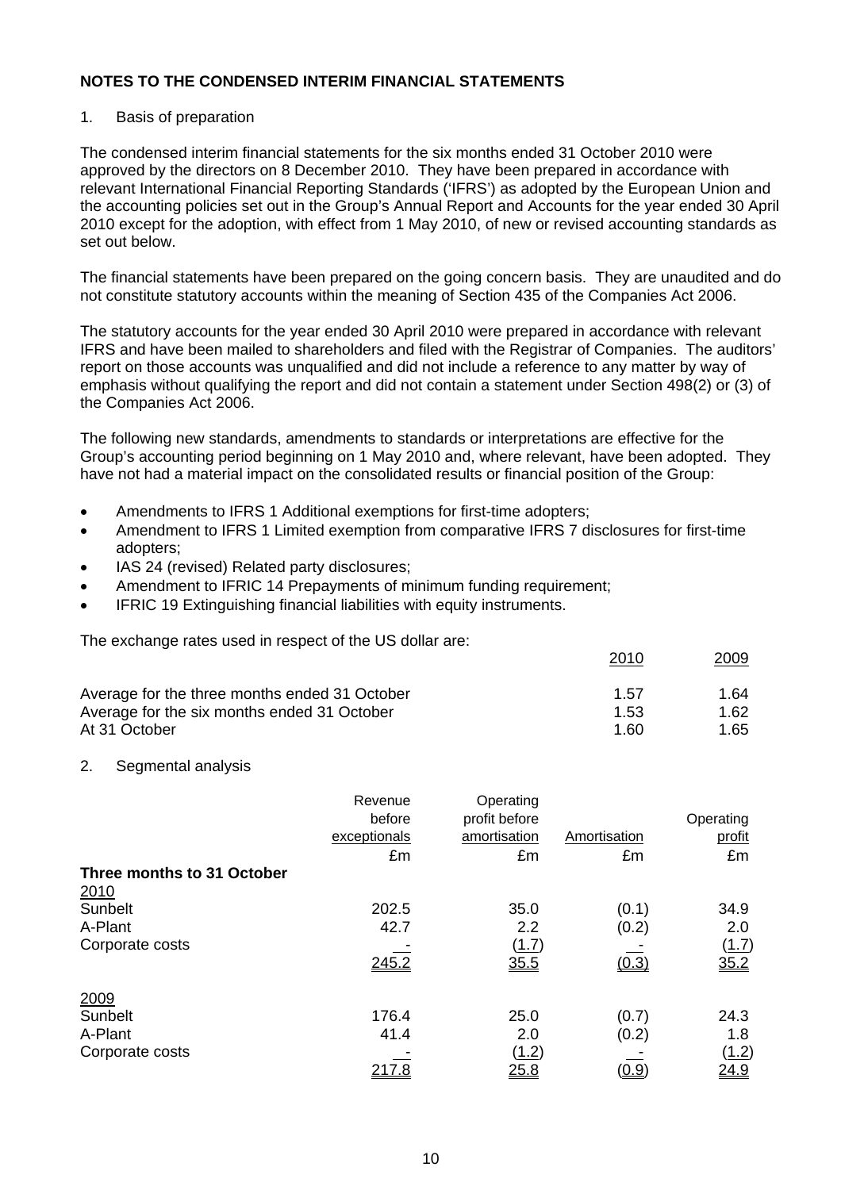## NOTES TO THE CONDENSED INTERIM FINANCIAL STATEMENTS

1. Basis of preparation

The condensed interim financial statements for the six months ended 31 October 2010 were approved by the directors on 8 December 2010. They have been prepared in accordance with relevant International Financial Reporting Standards ('IFRS') as adopted by the European Union and the accounting policies set out in the Group's Annual Report and Accounts for the year ended 30 April 2010 except for the adoption, with effect from 1 May 2010, of new or revised accounting standards as set out below.

The financial statements have been prepared on the going concern basis. They are unaudited and do not constitute statutory accounts within the meaning of Section 435 of the Companies Act 2006.

The statutory accounts for the year ended 30 April 2010 were prepared in accordance with relevant IFRS and have been mailed to shareholders and filed with the Registrar of Companies. The auditors' report on those accounts was unqualified and did not include a reference to any matter by way of emphasis without qualifying the report and did not contain a statement under Section 498(2) or (3) of the Companies Act 2006.

The following new standards, amendments to standards or interpretations are effective for the Group's accounting period beginning on 1 May 2010 and, where relevant, have been adopted. They have not had a material impact on the consolidated results or financial position of the Group:

- Amendments to IFRS 1 Additional exemptions for first-time adopters;
- Amendment to IFRS 1 Limited exemption from comparative IFRS 7 disclosures for first-time adopters;
- IAS 24 (revised) Related party disclosures;
- Amendment to IFRIC 14 Prepayments of minimum funding requirement;
- IFRIC 19 Extinguishing financial liabilities with equity instruments.

The exchange rates used in respect of the US dollar are:

| | 2010 | 2009 |
|---|---|---|
| Average for the three months ended 31 October | 1.57 | 1.64 |
| Average for the six months ended 31 October | 1.53 | 1.62 |
| At 31 October | 1.60 | 1.65 |

2. Segmental analysis

| | Revenue before exceptionals | Operating profit before amortisation | Amortisation | Operating profit |
|---|---|---|---|---|
| | £m | £m | £m | £m |
| **Three months to 31 October** | | | | |
| 2010 | | | | |
| Sunbelt | 202.5 | 35.0 | (0.1) | 34.9 |
| A-Plant | 42.7 | 2.2 | (0.2) | 2.0 |
| Corporate costs | - | (1.7) | - | (1.7) |
| | 245.2 | 35.5 | (0.3) | 35.2 |
| 2009 | | | | |
| Sunbelt | 176.4 | 25.0 | (0.7) | 24.3 |
| A-Plant | 41.4 | 2.0 | (0.2) | 1.8 |
| Corporate costs | - | (1.2) | - | (1.2) |
| | 217.8 | 25.8 | (0.9) | 24.9 |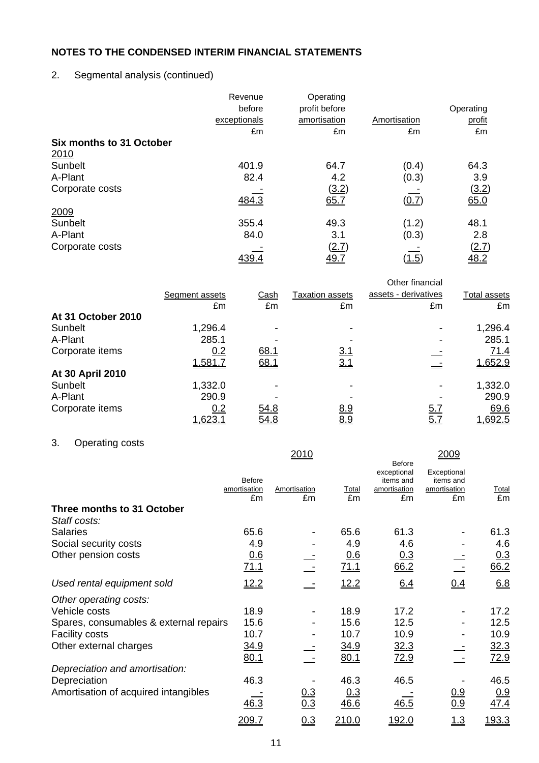## NOTES TO THE CONDENSED INTERIM FINANCIAL STATEMENTS

2. Segmental analysis (continued)

| | Revenue before exceptionals | Operating profit before amortisation | Amortisation | Operating profit |
|---|---|---|---|---|
| | £m | £m | £m | £m |
| **Six months to 31 October** | | | | |
| 2010 | | | | |
| Sunbelt | 401.9 | 64.7 | (0.4) | 64.3 |
| A-Plant | 82.4 | 4.2 | (0.3) | 3.9 |
| Corporate costs | - | (3.2) | - | (3.2) |
| | 484.3 | 65.7 | (0.7) | 65.0 |
| 2009 | | | | |
| Sunbelt | 355.4 | 49.3 | (1.2) | 48.1 |
| A-Plant | 84.0 | 3.1 | (0.3) | 2.8 |
| Corporate costs | - | (2.7) | - | (2.7) |
| | 439.4 | 49.7 | (1.5) | 48.2 |

| | Segment assets | Cash | Taxation assets | Other financial assets - derivatives | Total assets |
|---|---|---|---|---|---|
| | £m | £m | £m | £m | £m |
| **At 31 October 2010** | | | | | |
| Sunbelt | 1,296.4 | - | - | - | 1,296.4 |
| A-Plant | 285.1 | - | - | - | 285.1 |
| Corporate items | 0.2 | 68.1 | 3.1 | - | 71.4 |
| | 1,581.7 | 68.1 | 3.1 | - | 1,652.9 |
| **At 30 April 2010** | | | | | |
| Sunbelt | 1,332.0 | - | - | - | 1,332.0 |
| A-Plant | 290.9 | - | - | - | 290.9 |
| Corporate items | 0.2 | 54.8 | 8.9 | 5.7 | 69.6 |
| | 1,623.1 | 54.8 | 8.9 | 5.7 | 1,692.5 |

3. Operating costs

| | 2010 | | | 2009 | | |
|---|---|---|---|---|---|---|
| | Before amortisation | Amortisation | Total | Before exceptional items and amortisation | Exceptional items and amortisation | Total |
| | £m | £m | £m | £m | £m | £m |
| **Three months to 31 October** | | | | | | |
| *Staff costs:* | | | | | | |
| Salaries | 65.6 | - | 65.6 | 61.3 | - | 61.3 |
| Social security costs | 4.9 | - | 4.9 | 4.6 | - | 4.6 |
| Other pension costs | 0.6 | - | 0.6 | 0.3 | - | 0.3 |
| | 71.1 | - | 71.1 | 66.2 | - | 66.2 |
| *Used rental equipment sold* | 12.2 | - | 12.2 | 6.4 | 0.4 | 6.8 |
| *Other operating costs:* | | | | | | |
| Vehicle costs | 18.9 | - | 18.9 | 17.2 | - | 17.2 |
| Spares, consumables & external repairs | 15.6 | - | 15.6 | 12.5 | - | 12.5 |
| Facility costs | 10.7 | - | 10.7 | 10.9 | - | 10.9 |
| Other external charges | 34.9 | - | 34.9 | 32.3 | - | 32.3 |
| | 80.1 | - | 80.1 | 72.9 | - | 72.9 |
| *Depreciation and amortisation:* | | | | | | |
| Depreciation | 46.3 | - | 46.3 | 46.5 | - | 46.5 |
| Amortisation of acquired intangibles | - | 0.3 | 0.3 | - | 0.9 | 0.9 |
| | 46.3 | 0.3 | 46.6 | 46.5 | 0.9 | 47.4 |
| | 209.7 | 0.3 | 210.0 | 192.0 | 1.3 | 193.3 |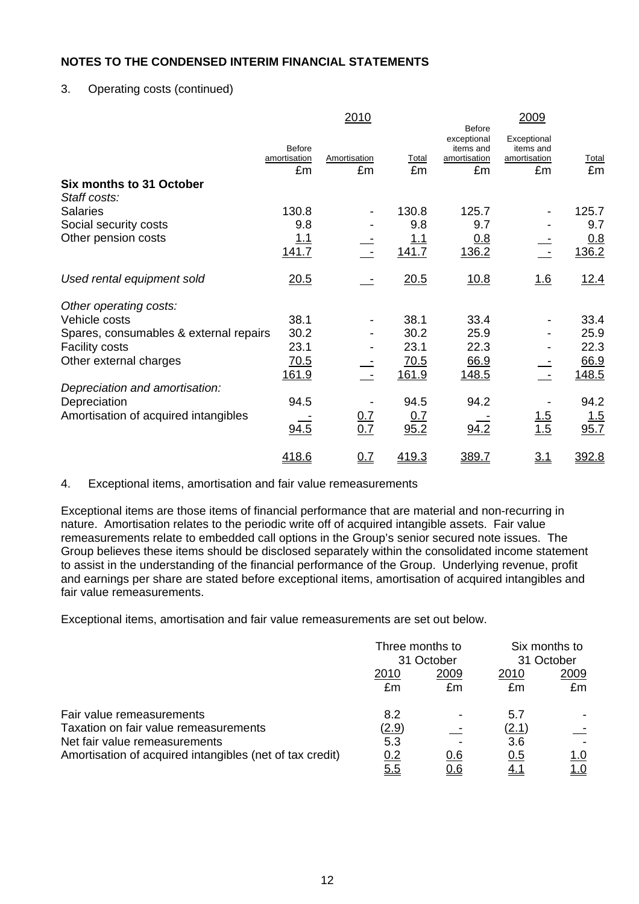**NOTES TO THE CONDENSED INTERIM FINANCIAL STATEMENTS**

3. Operating costs (continued)

| | 2010 | | | 2009 | | |
|---|---|---|---|---|---|---|
| | Before amortisation | Amortisation | Total | Before exceptional items and amortisation | Exceptional items and amortisation | Total |
| | £m | £m | £m | £m | £m | £m |
| **Six months to 31 October** | | | | | | |
| *Staff costs:* | | | | | | |
| Salaries | 130.8 | - | 130.8 | 125.7 | - | 125.7 |
| Social security costs | 9.8 | - | 9.8 | 9.7 | - | 9.7 |
| Other pension costs | 1.1 | - | 1.1 | 0.8 | - | 0.8 |
| | 141.7 | - | 141.7 | 136.2 | - | 136.2 |
| *Used rental equipment sold* | 20.5 | - | 20.5 | 10.8 | 1.6 | 12.4 |
| *Other operating costs:* | | | | | | |
| Vehicle costs | 38.1 | - | 38.1 | 33.4 | - | 33.4 |
| Spares, consumables & external repairs | 30.2 | - | 30.2 | 25.9 | - | 25.9 |
| Facility costs | 23.1 | - | 23.1 | 22.3 | - | 22.3 |
| Other external charges | 70.5 | - | 70.5 | 66.9 | - | 66.9 |
| | 161.9 | - | 161.9 | 148.5 | - | 148.5 |
| *Depreciation and amortisation:* | | | | | | |
| Depreciation | 94.5 | - | 94.5 | 94.2 | - | 94.2 |
| Amortisation of acquired intangibles | - | 0.7 | 0.7 | - | 1.5 | 1.5 |
| | 94.5 | 0.7 | 95.2 | 94.2 | 1.5 | 95.7 |
| | 418.6 | 0.7 | 419.3 | 389.7 | 3.1 | 392.8 |

4. Exceptional items, amortisation and fair value remeasurements

Exceptional items are those items of financial performance that are material and non-recurring in nature. Amortisation relates to the periodic write off of acquired intangible assets. Fair value remeasurements relate to embedded call options in the Group's senior secured note issues. The Group believes these items should be disclosed separately within the consolidated income statement to assist in the understanding of the financial performance of the Group. Underlying revenue, profit and earnings per share are stated before exceptional items, amortisation of acquired intangibles and fair value remeasurements.

Exceptional items, amortisation and fair value remeasurements are set out below.

| | Three months to 31 October | | Six months to 31 October | |
|---|---|---|---|---|
| | 2010 | 2009 | 2010 | 2009 |
| | £m | £m | £m | £m |
| Fair value remeasurements | 8.2 | - | 5.7 | - |
| Taxation on fair value remeasurements | (2.9) | - | (2.1) | - |
| Net fair value remeasurements | 5.3 | - | 3.6 | - |
| Amortisation of acquired intangibles (net of tax credit) | 0.2 | 0.6 | 0.5 | 1.0 |
| | 5.5 | 0.6 | 4.1 | 1.0 |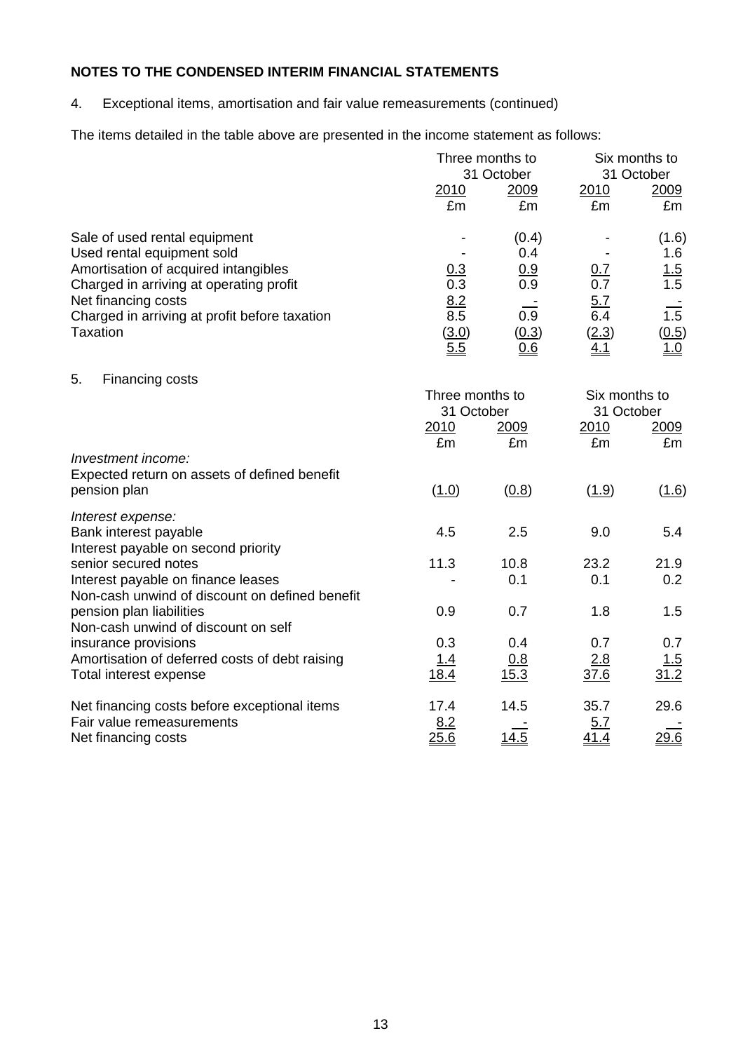## NOTES TO THE CONDENSED INTERIM FINANCIAL STATEMENTS

4. Exceptional items, amortisation and fair value remeasurements (continued)

The items detailed in the table above are presented in the income statement as follows:

| | Three months to 31 October | | Six months to 31 October | |
|---|---|---|---|---|
| | 2010 | 2009 | 2010 | 2009 |
| | £m | £m | £m | £m |
| Sale of used rental equipment | - | (0.4) | - | (1.6) |
| Used rental equipment sold | - | 0.4 | - | 1.6 |
| Amortisation of acquired intangibles | 0.3 | 0.9 | 0.7 | 1.5 |
| Charged in arriving at operating profit | 0.3 | 0.9 | 0.7 | 1.5 |
| Net financing costs | 8.2 | - | 5.7 | - |
| Charged in arriving at profit before taxation | 8.5 | 0.9 | 6.4 | 1.5 |
| Taxation | (3.0) | (0.3) | (2.3) | (0.5) |
| | 5.5 | 0.6 | 4.1 | 1.0 |

5. Financing costs

| | Three months to 31 October | | Six months to 31 October | |
|---|---|---|---|---|
| | 2010 | 2009 | 2010 | 2009 |
| | £m | £m | £m | £m |
| *Investment income:* | | | | |
| Expected return on assets of defined benefit pension plan | (1.0) | (0.8) | (1.9) | (1.6) |
| *Interest expense:* | | | | |
| Bank interest payable | 4.5 | 2.5 | 9.0 | 5.4 |
| Interest payable on second priority senior secured notes | 11.3 | 10.8 | 23.2 | 21.9 |
| Interest payable on finance leases | - | 0.1 | 0.1 | 0.2 |
| Non-cash unwind of discount on defined benefit pension plan liabilities | 0.9 | 0.7 | 1.8 | 1.5 |
| Non-cash unwind of discount on self insurance provisions | 0.3 | 0.4 | 0.7 | 0.7 |
| Amortisation of deferred costs of debt raising | 1.4 | 0.8 | 2.8 | 1.5 |
| Total interest expense | 18.4 | 15.3 | 37.6 | 31.2 |
| Net financing costs before exceptional items | 17.4 | 14.5 | 35.7 | 29.6 |
| Fair value remeasurements | 8.2 | - | 5.7 | - |
| Net financing costs | 25.6 | 14.5 | 41.4 | 29.6 |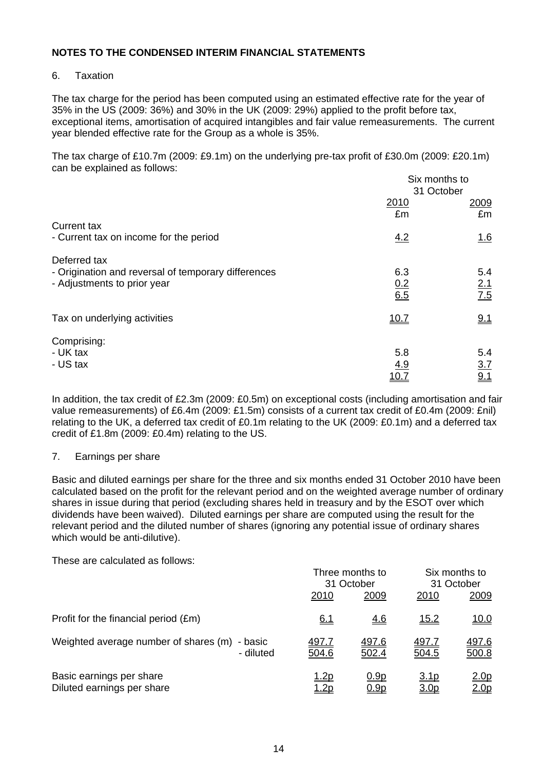**NOTES TO THE CONDENSED INTERIM FINANCIAL STATEMENTS**

6. Taxation

The tax charge for the period has been computed using an estimated effective rate for the year of 35% in the US (2009: 36%) and 30% in the UK (2009: 29%) applied to the profit before tax, exceptional items, amortisation of acquired intangibles and fair value remeasurements. The current year blended effective rate for the Group as a whole is 35%.

The tax charge of £10.7m (2009: £9.1m) on the underlying pre-tax profit of £30.0m (2009: £20.1m) can be explained as follows:

| | Six months to 31 October | |
|---|---|---|
| | 2010 | 2009 |
| | £m | £m |
| Current tax | | |
| - Current tax on income for the period | 4.2 | 1.6 |
| Deferred tax | | |
| - Origination and reversal of temporary differences | 6.3 | 5.4 |
| - Adjustments to prior year | 0.2 | 2.1 |
| | 6.5 | 7.5 |
| Tax on underlying activities | 10.7 | 9.1 |
| Comprising: | | |
| - UK tax | 5.8 | 5.4 |
| - US tax | 4.9 | 3.7 |
| | 10.7 | 9.1 |

In addition, the tax credit of £2.3m (2009: £0.5m) on exceptional costs (including amortisation and fair value remeasurements) of £6.4m (2009: £1.5m) consists of a current tax credit of £0.4m (2009: £nil) relating to the UK, a deferred tax credit of £0.1m relating to the UK (2009: £0.1m) and a deferred tax credit of £1.8m (2009: £0.4m) relating to the US.

7. Earnings per share

Basic and diluted earnings per share for the three and six months ended 31 October 2010 have been calculated based on the profit for the relevant period and on the weighted average number of ordinary shares in issue during that period (excluding shares held in treasury and by the ESOT over which dividends have been waived). Diluted earnings per share are computed using the result for the relevant period and the diluted number of shares (ignoring any potential issue of ordinary shares which would be anti-dilutive).

These are calculated as follows:

| | | Three months to 31 October | | Six months to 31 October | |
|---|---|---|---|---|---|
| | | 2010 | 2009 | 2010 | 2009 |
| Profit for the financial period (£m) | | 6.1 | 4.6 | 15.2 | 10.0 |
| Weighted average number of shares (m) | - basic | 497.7 | 497.6 | 497.7 | 497.6 |
| | - diluted | 504.6 | 502.4 | 504.5 | 500.8 |
| Basic earnings per share | | 1.2p | 0.9p | 3.1p | 2.0p |
| Diluted earnings per share | | 1.2p | 0.9p | 3.0p | 2.0p |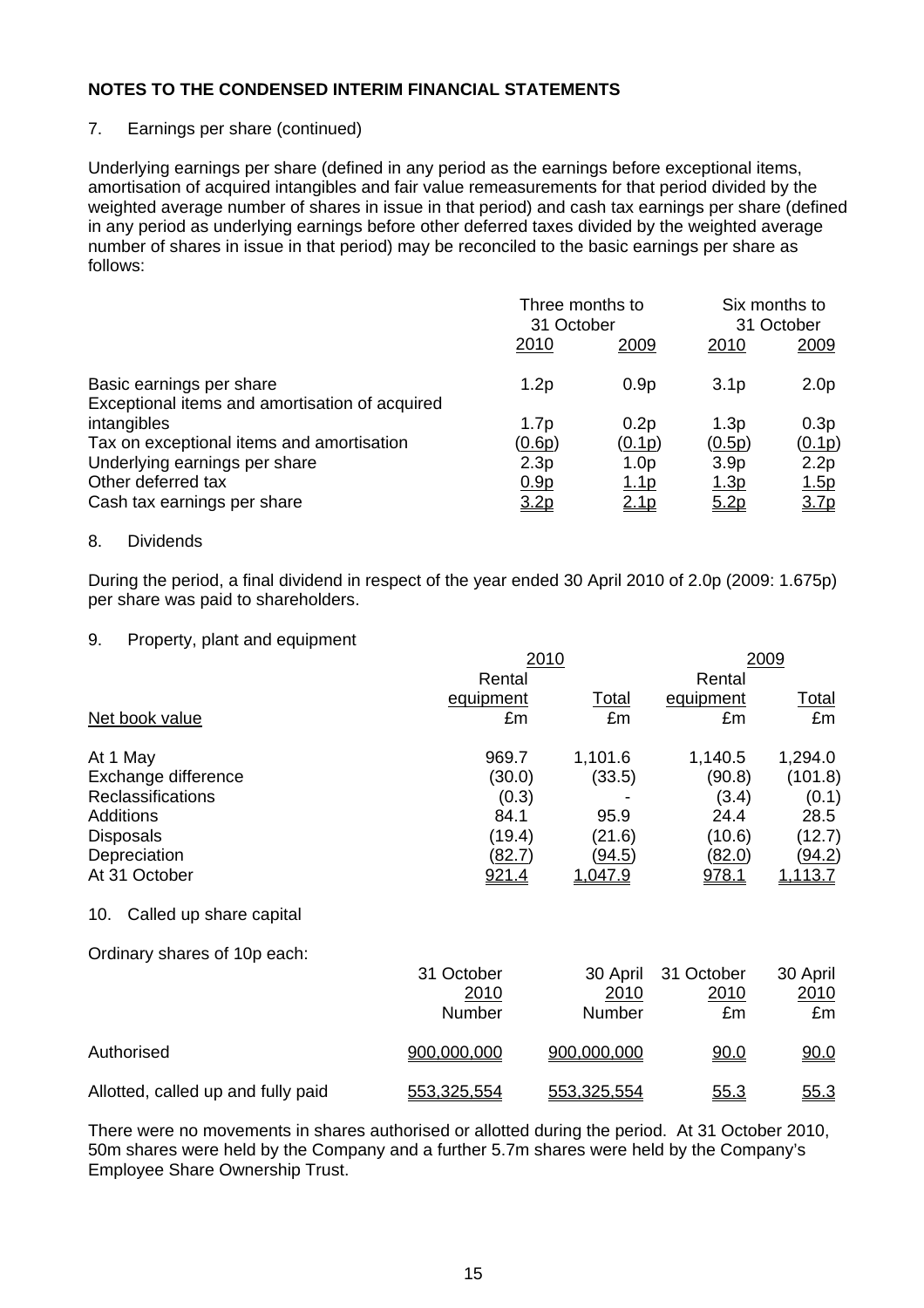## NOTES TO THE CONDENSED INTERIM FINANCIAL STATEMENTS

7. Earnings per share (continued)

Underlying earnings per share (defined in any period as the earnings before exceptional items, amortisation of acquired intangibles and fair value remeasurements for that period divided by the weighted average number of shares in issue in that period) and cash tax earnings per share (defined in any period as underlying earnings before other deferred taxes divided by the weighted average number of shares in issue in that period) may be reconciled to the basic earnings per share as follows:

| | Three months to 31 October | | Six months to 31 October | |
|---|---|---|---|---|
| | 2010 | 2009 | 2010 | 2009 |
| Basic earnings per share | 1.2p | 0.9p | 3.1p | 2.0p |
| Exceptional items and amortisation of acquired intangibles | 1.7p | 0.2p | 1.3p | 0.3p |
| Tax on exceptional items and amortisation | (0.6p) | (0.1p) | (0.5p) | (0.1p) |
| Underlying earnings per share | 2.3p | 1.0p | 3.9p | 2.2p |
| Other deferred tax | 0.9p | 1.1p | 1.3p | 1.5p |
| Cash tax earnings per share | 3.2p | 2.1p | 5.2p | 3.7p |

8. Dividends

During the period, a final dividend in respect of the year ended 30 April 2010 of 2.0p (2009: 1.675p) per share was paid to shareholders.

9. Property, plant and equipment

| | 2010 | | 2009 | |
|---|---|---|---|---|
| | Rental equipment | Total | Rental equipment | Total |
| Net book value | £m | £m | £m | £m |
| At 1 May | 969.7 | 1,101.6 | 1,140.5 | 1,294.0 |
| Exchange difference | (30.0) | (33.5) | (90.8) | (101.8) |
| Reclassifications | (0.3) | - | (3.4) | (0.1) |
| Additions | 84.1 | 95.9 | 24.4 | 28.5 |
| Disposals | (19.4) | (21.6) | (10.6) | (12.7) |
| Depreciation | (82.7) | (94.5) | (82.0) | (94.2) |
| At 31 October | 921.4 | 1,047.9 | 978.1 | 1,113.7 |

10. Called up share capital

Ordinary shares of 10p each:

| | 31 October 2010 | 30 April 2010 | 31 October 2010 | 30 April 2010 |
|---|---|---|---|---|
| | Number | Number | £m | £m |
| Authorised | 900,000,000 | 900,000,000 | 90.0 | 90.0 |
| Allotted, called up and fully paid | 553,325,554 | 553,325,554 | 55.3 | 55.3 |

There were no movements in shares authorised or allotted during the period. At 31 October 2010, 50m shares were held by the Company and a further 5.7m shares were held by the Company's Employee Share Ownership Trust.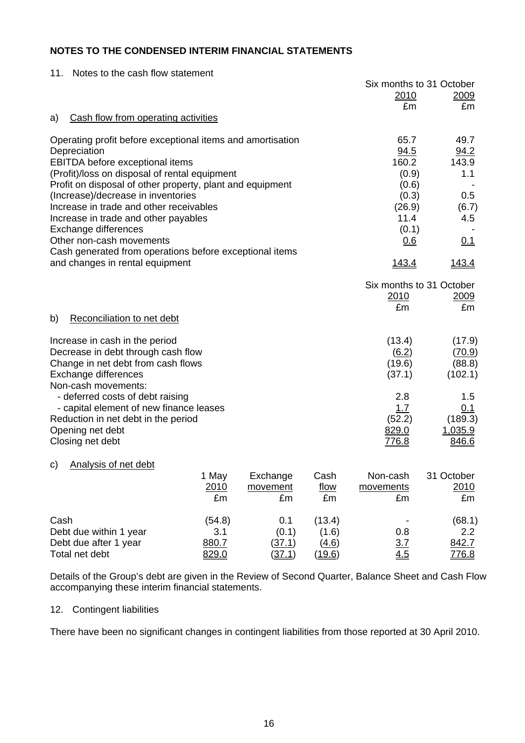## NOTES TO THE CONDENSED INTERIM FINANCIAL STATEMENTS

11. Notes to the cash flow statement

| a) Cash flow from operating activities | Six months to 31 October 2010 £m | 2009 £m |
|---|---|---|
| Operating profit before exceptional items and amortisation | 65.7 | 49.7 |
| Depreciation | 94.5 | 94.2 |
| EBITDA before exceptional items | 160.2 | 143.9 |
| (Profit)/loss on disposal of rental equipment | (0.9) | 1.1 |
| Profit on disposal of other property, plant and equipment | (0.6) | - |
| (Increase)/decrease in inventories | (0.3) | 0.5 |
| Increase in trade and other receivables | (26.9) | (6.7) |
| Increase in trade and other payables | 11.4 | 4.5 |
| Exchange differences | (0.1) | - |
| Other non-cash movements | 0.6 | 0.1 |
| Cash generated from operations before exceptional items and changes in rental equipment | 143.4 | 143.4 |

| b) Reconciliation to net debt | Six months to 31 October 2010 £m | 2009 £m |
|---|---|---|
| Increase in cash in the period | (13.4) | (17.9) |
| Decrease in debt through cash flow | (6.2) | (70.9) |
| Change in net debt from cash flows | (19.6) | (88.8) |
| Exchange differences | (37.1) | (102.1) |
| Non-cash movements: | | |
| - deferred costs of debt raising | 2.8 | 1.5 |
| - capital element of new finance leases | 1.7 | 0.1 |
| Reduction in net debt in the period | (52.2) | (189.3) |
| Opening net debt | 829.0 | 1,035.9 |
| Closing net debt | 776.8 | 846.6 |

c) Analysis of net debt

| | 1 May 2010 £m | Exchange movement £m | Cash flow £m | Non-cash movements £m | 31 October 2010 £m |
|---|---|---|---|---|---|
| Cash | (54.8) | 0.1 | (13.4) | - | (68.1) |
| Debt due within 1 year | 3.1 | (0.1) | (1.6) | 0.8 | 2.2 |
| Debt due after 1 year | 880.7 | (37.1) | (4.6) | 3.7 | 842.7 |
| Total net debt | 829.0 | (37.1) | (19.6) | 4.5 | 776.8 |

Details of the Group's debt are given in the Review of Second Quarter, Balance Sheet and Cash Flow accompanying these interim financial statements.

12. Contingent liabilities

There have been no significant changes in contingent liabilities from those reported at 30 April 2010.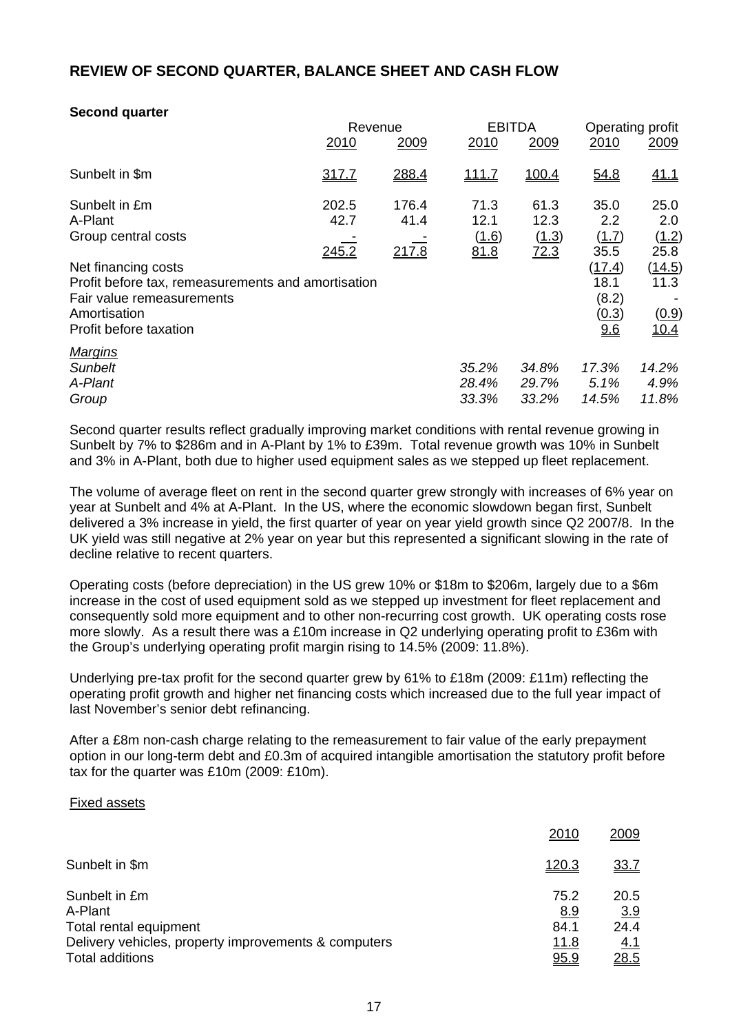## REVIEW OF SECOND QUARTER, BALANCE SHEET AND CASH FLOW

**Second quarter**

| | Revenue | | EBITDA | | Operating profit | |
|---|---|---|---|---|---|---|
| | 2010 | 2009 | 2010 | 2009 | 2010 | 2009 |
| Sunbelt in \$m | 317.7 | 288.4 | 111.7 | 100.4 | 54.8 | 41.1 |
| Sunbelt in £m | 202.5 | 176.4 | 71.3 | 61.3 | 35.0 | 25.0 |
| A-Plant | 42.7 | 41.4 | 12.1 | 12.3 | 2.2 | 2.0 |
| Group central costs | - | - | (1.6) | (1.3) | (1.7) | (1.2) |
| | 245.2 | 217.8 | 81.8 | 72.3 | 35.5 | 25.8 |
| Net financing costs | | | | | (17.4) | (14.5) |
| Profit before tax, remeasurements and amortisation | | | | | 18.1 | 11.3 |
| Fair value remeasurements | | | | | (8.2) | - |
| Amortisation | | | | | (0.3) | (0.9) |
| Profit before taxation | | | | | 9.6 | 10.4 |
| *Margins* | | | | | | |
| *Sunbelt* | | | *35.2%* | *34.8%* | *17.3%* | *14.2%* |
| *A-Plant* | | | *28.4%* | *29.7%* | *5.1%* | *4.9%* |
| *Group* | | | *33.3%* | *33.2%* | *14.5%* | *11.8%* |

Second quarter results reflect gradually improving market conditions with rental revenue growing in Sunbelt by 7% to \$286m and in A-Plant by 1% to £39m. Total revenue growth was 10% in Sunbelt and 3% in A-Plant, both due to higher used equipment sales as we stepped up fleet replacement.

The volume of average fleet on rent in the second quarter grew strongly with increases of 6% year on year at Sunbelt and 4% at A-Plant. In the US, where the economic slowdown began first, Sunbelt delivered a 3% increase in yield, the first quarter of year on year yield growth since Q2 2007/8. In the UK yield was still negative at 2% year on year but this represented a significant slowing in the rate of decline relative to recent quarters.

Operating costs (before depreciation) in the US grew 10% or \$18m to \$206m, largely due to a \$6m increase in the cost of used equipment sold as we stepped up investment for fleet replacement and consequently sold more equipment and to other non-recurring cost growth. UK operating costs rose more slowly. As a result there was a £10m increase in Q2 underlying operating profit to £36m with the Group's underlying operating profit margin rising to 14.5% (2009: 11.8%).

Underlying pre-tax profit for the second quarter grew by 61% to £18m (2009: £11m) reflecting the operating profit growth and higher net financing costs which increased due to the full year impact of last November's senior debt refinancing.

After a £8m non-cash charge relating to the remeasurement to fair value of the early prepayment option in our long-term debt and £0.3m of acquired intangible amortisation the statutory profit before tax for the quarter was £10m (2009: £10m).

Fixed assets

| | 2010 | 2009 |
|---|---|---|
| Sunbelt in \$m | 120.3 | 33.7 |
| Sunbelt in £m | 75.2 | 20.5 |
| A-Plant | 8.9 | 3.9 |
| Total rental equipment | 84.1 | 24.4 |
| Delivery vehicles, property improvements & computers | 11.8 | 4.1 |
| Total additions | 95.9 | 28.5 |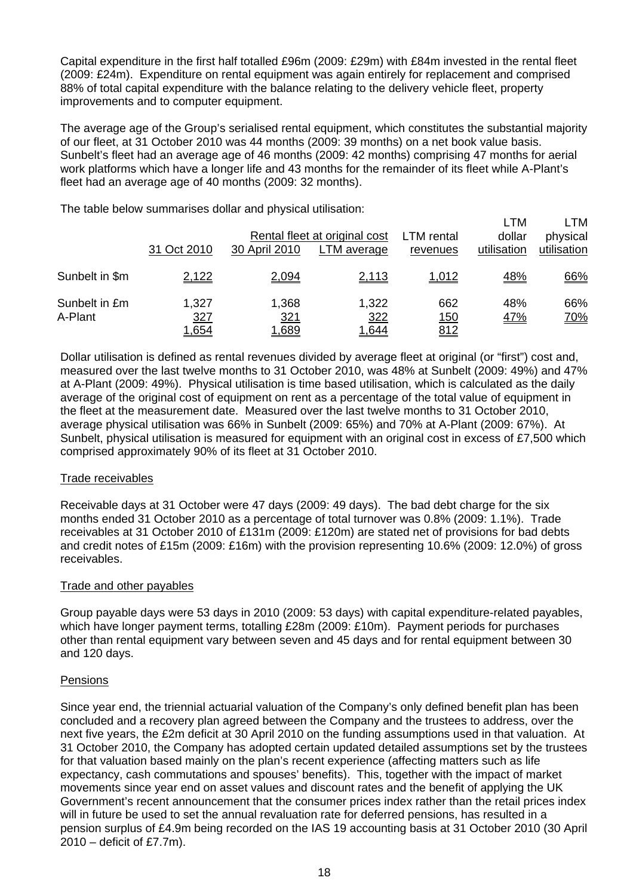Capital expenditure in the first half totalled £96m (2009: £29m) with £84m invested in the rental fleet (2009: £24m). Expenditure on rental equipment was again entirely for replacement and comprised 88% of total capital expenditure with the balance relating to the delivery vehicle fleet, property improvements and to computer equipment.

The average age of the Group's serialised rental equipment, which constitutes the substantial majority of our fleet, at 31 October 2010 was 44 months (2009: 39 months) on a net book value basis. Sunbelt's fleet had an average age of 46 months (2009: 42 months) comprising 47 months for aerial work platforms which have a longer life and 43 months for the remainder of its fleet while A-Plant's fleet had an average age of 40 months (2009: 32 months).

The table below summarises dollar and physical utilisation:

| | Rental fleet at original cost | | | LTM rental | LTM dollar | LTM physical |
|---|---|---|---|---|---|---|
| | 31 Oct 2010 | 30 April 2010 | LTM average | revenues | utilisation | utilisation |
| Sunbelt in $m | 2,122 | 2,094 | 2,113 | 1,012 | 48% | 66% |
| Sunbelt in £m | 1,327 | 1,368 | 1,322 | 662 | 48% | 66% |
| A-Plant | 327 | 321 | 322 | 150 | 47% | 70% |
| | 1,654 | 1,689 | 1,644 | 812 | | |

Dollar utilisation is defined as rental revenues divided by average fleet at original (or "first") cost and, measured over the last twelve months to 31 October 2010, was 48% at Sunbelt (2009: 49%) and 47% at A-Plant (2009: 49%). Physical utilisation is time based utilisation, which is calculated as the daily average of the original cost of equipment on rent as a percentage of the total value of equipment in the fleet at the measurement date. Measured over the last twelve months to 31 October 2010, average physical utilisation was 66% in Sunbelt (2009: 65%) and 70% at A-Plant (2009: 67%). At Sunbelt, physical utilisation is measured for equipment with an original cost in excess of £7,500 which comprised approximately 90% of its fleet at 31 October 2010.

## Trade receivables

Receivable days at 31 October were 47 days (2009: 49 days). The bad debt charge for the six months ended 31 October 2010 as a percentage of total turnover was 0.8% (2009: 1.1%). Trade receivables at 31 October 2010 of £131m (2009: £120m) are stated net of provisions for bad debts and credit notes of £15m (2009: £16m) with the provision representing 10.6% (2009: 12.0%) of gross receivables.

## Trade and other payables

Group payable days were 53 days in 2010 (2009: 53 days) with capital expenditure-related payables, which have longer payment terms, totalling £28m (2009: £10m). Payment periods for purchases other than rental equipment vary between seven and 45 days and for rental equipment between 30 and 120 days.

## Pensions

Since year end, the triennial actuarial valuation of the Company's only defined benefit plan has been concluded and a recovery plan agreed between the Company and the trustees to address, over the next five years, the £2m deficit at 30 April 2010 on the funding assumptions used in that valuation. At 31 October 2010, the Company has adopted certain updated detailed assumptions set by the trustees for that valuation based mainly on the plan's recent experience (affecting matters such as life expectancy, cash commutations and spouses' benefits). This, together with the impact of market movements since year end on asset values and discount rates and the benefit of applying the UK Government's recent announcement that the consumer prices index rather than the retail prices index will in future be used to set the annual revaluation rate for deferred pensions, has resulted in a pension surplus of £4.9m being recorded on the IAS 19 accounting basis at 31 October 2010 (30 April 2010 – deficit of £7.7m).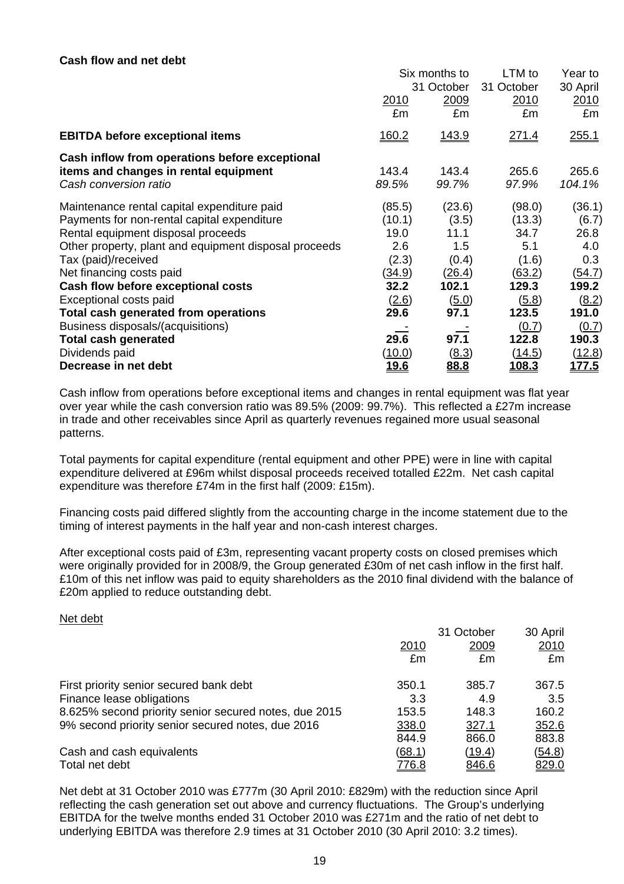**Cash flow and net debt**

| | Six months to 31 October 2010 | Six months to 31 October 2009 | LTM to 31 October 2010 | Year to 30 April 2010 |
|---|---|---|---|---|
| | £m | £m | £m | £m |
| **EBITDA before exceptional items** | 160.2 | 143.9 | 271.4 | 255.1 |
| **Cash inflow from operations before exceptional items and changes in rental equipment** | 143.4 | 143.4 | 265.6 | 265.6 |
| *Cash conversion ratio* | *89.5%* | *99.7%* | *97.9%* | *104.1%* |
| Maintenance rental capital expenditure paid | (85.5) | (23.6) | (98.0) | (36.1) |
| Payments for non-rental capital expenditure | (10.1) | (3.5) | (13.3) | (6.7) |
| Rental equipment disposal proceeds | 19.0 | 11.1 | 34.7 | 26.8 |
| Other property, plant and equipment disposal proceeds | 2.6 | 1.5 | 5.1 | 4.0 |
| Tax (paid)/received | (2.3) | (0.4) | (1.6) | 0.3 |
| Net financing costs paid | (34.9) | (26.4) | (63.2) | (54.7) |
| **Cash flow before exceptional costs** | **32.2** | **102.1** | **129.3** | **199.2** |
| Exceptional costs paid | (2.6) | (5.0) | (5.8) | (8.2) |
| **Total cash generated from operations** | **29.6** | **97.1** | **123.5** | **191.0** |
| Business disposals/(acquisitions) | - | - | (0.7) | (0.7) |
| **Total cash generated** | **29.6** | **97.1** | **122.8** | **190.3** |
| Dividends paid | (10.0) | (8.3) | (14.5) | (12.8) |
| **Decrease in net debt** | **19.6** | **88.8** | **108.3** | **177.5** |

Cash inflow from operations before exceptional items and changes in rental equipment was flat year over year while the cash conversion ratio was 89.5% (2009: 99.7%). This reflected a £27m increase in trade and other receivables since April as quarterly revenues regained more usual seasonal patterns.

Total payments for capital expenditure (rental equipment and other PPE) were in line with capital expenditure delivered at £96m whilst disposal proceeds received totalled £22m. Net cash capital expenditure was therefore £74m in the first half (2009: £15m).

Financing costs paid differed slightly from the accounting charge in the income statement due to the timing of interest payments in the half year and non-cash interest charges.

After exceptional costs paid of £3m, representing vacant property costs on closed premises which were originally provided for in 2008/9, the Group generated £30m of net cash inflow in the first half. £10m of this net inflow was paid to equity shareholders as the 2010 final dividend with the balance of £20m applied to reduce outstanding debt.

Net debt

| | 31 October 2010 | 31 October 2009 | 30 April 2010 |
|---|---|---|---|
| | £m | £m | £m |
| First priority senior secured bank debt | 350.1 | 385.7 | 367.5 |
| Finance lease obligations | 3.3 | 4.9 | 3.5 |
| 8.625% second priority senior secured notes, due 2015 | 153.5 | 148.3 | 160.2 |
| 9% second priority senior secured notes, due 2016 | 338.0 | 327.1 | 352.6 |
| | 844.9 | 866.0 | 883.8 |
| Cash and cash equivalents | (68.1) | (19.4) | (54.8) |
| Total net debt | 776.8 | 846.6 | 829.0 |

Net debt at 31 October 2010 was £777m (30 April 2010: £829m) with the reduction since April reflecting the cash generation set out above and currency fluctuations. The Group's underlying EBITDA for the twelve months ended 31 October 2010 was £271m and the ratio of net debt to underlying EBITDA was therefore 2.9 times at 31 October 2010 (30 April 2010: 3.2 times).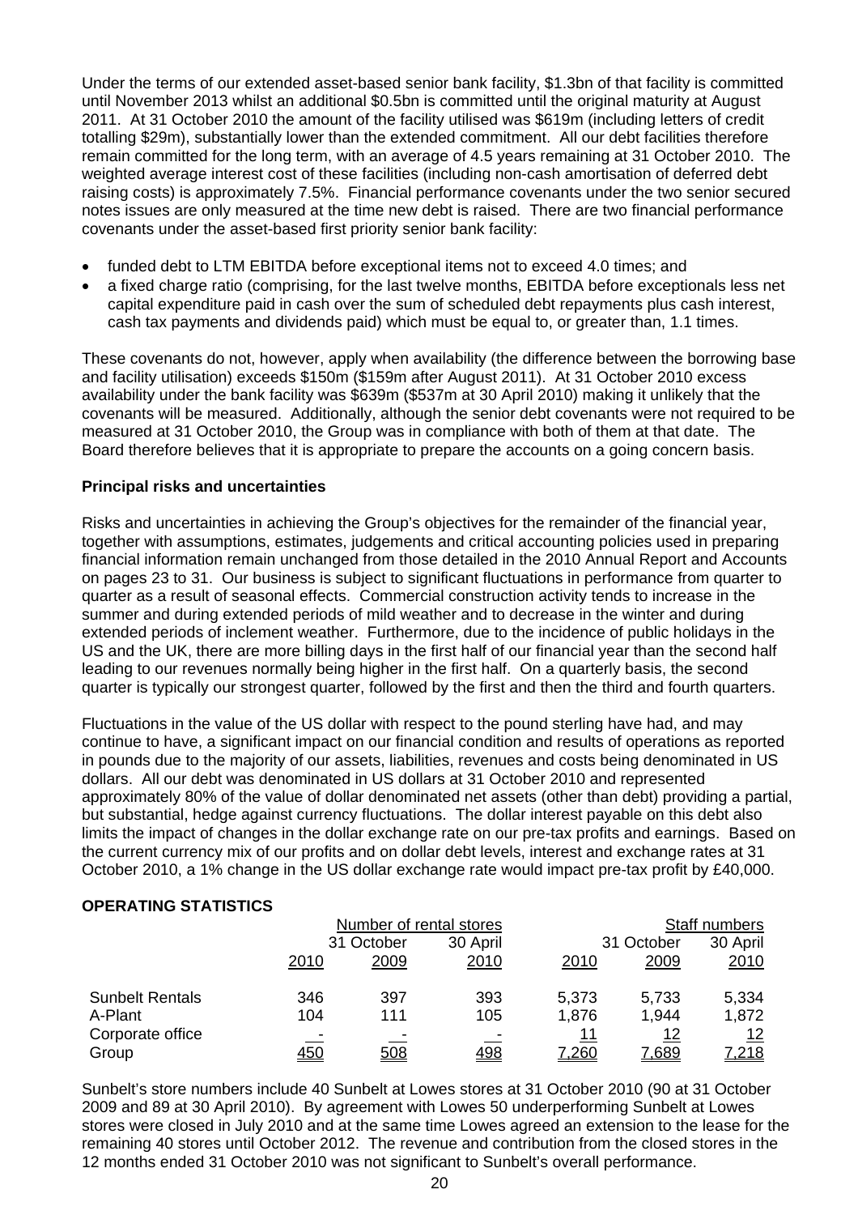Under the terms of our extended asset-based senior bank facility, $1.3bn of that facility is committed until November 2013 whilst an additional $0.5bn is committed until the original maturity at August 2011. At 31 October 2010 the amount of the facility utilised was $619m (including letters of credit totalling $29m), substantially lower than the extended commitment. All our debt facilities therefore remain committed for the long term, with an average of 4.5 years remaining at 31 October 2010. The weighted average interest cost of these facilities (including non-cash amortisation of deferred debt raising costs) is approximately 7.5%. Financial performance covenants under the two senior secured notes issues are only measured at the time new debt is raised. There are two financial performance covenants under the asset-based first priority senior bank facility:

- funded debt to LTM EBITDA before exceptional items not to exceed 4.0 times; and
- a fixed charge ratio (comprising, for the last twelve months, EBITDA before exceptionals less net capital expenditure paid in cash over the sum of scheduled debt repayments plus cash interest, cash tax payments and dividends paid) which must be equal to, or greater than, 1.1 times.

These covenants do not, however, apply when availability (the difference between the borrowing base and facility utilisation) exceeds $150m ($159m after August 2011). At 31 October 2010 excess availability under the bank facility was $639m ($537m at 30 April 2010) making it unlikely that the covenants will be measured. Additionally, although the senior debt covenants were not required to be measured at 31 October 2010, the Group was in compliance with both of them at that date. The Board therefore believes that it is appropriate to prepare the accounts on a going concern basis.

**Principal risks and uncertainties**

Risks and uncertainties in achieving the Group's objectives for the remainder of the financial year, together with assumptions, estimates, judgements and critical accounting policies used in preparing financial information remain unchanged from those detailed in the 2010 Annual Report and Accounts on pages 23 to 31. Our business is subject to significant fluctuations in performance from quarter to quarter as a result of seasonal effects. Commercial construction activity tends to increase in the summer and during extended periods of mild weather and to decrease in the winter and during extended periods of inclement weather. Furthermore, due to the incidence of public holidays in the US and the UK, there are more billing days in the first half of our financial year than the second half leading to our revenues normally being higher in the first half. On a quarterly basis, the second quarter is typically our strongest quarter, followed by the first and then the third and fourth quarters.

Fluctuations in the value of the US dollar with respect to the pound sterling have had, and may continue to have, a significant impact on our financial condition and results of operations as reported in pounds due to the majority of our assets, liabilities, revenues and costs being denominated in US dollars. All our debt was denominated in US dollars at 31 October 2010 and represented approximately 80% of the value of dollar denominated net assets (other than debt) providing a partial, but substantial, hedge against currency fluctuations. The dollar interest payable on this debt also limits the impact of changes in the dollar exchange rate on our pre-tax profits and earnings. Based on the current currency mix of our profits and on dollar debt levels, interest and exchange rates at 31 October 2010, a 1% change in the US dollar exchange rate would impact pre-tax profit by £40,000.

**OPERATING STATISTICS**

| | Number of rental stores | | | Staff numbers | | |
|---|---|---|---|---|---|---|
| | | 31 October | 30 April | | 31 October | 30 April |
| | 2010 | 2009 | 2010 | 2010 | 2009 | 2010 |
| Sunbelt Rentals | 346 | 397 | 393 | 5,373 | 5,733 | 5,334 |
| A-Plant | 104 | 111 | 105 | 1,876 | 1,944 | 1,872 |
| Corporate office | - | - | - | 11 | 12 | 12 |
| Group | 450 | 508 | 498 | 7,260 | 7,689 | 7,218 |

Sunbelt's store numbers include 40 Sunbelt at Lowes stores at 31 October 2010 (90 at 31 October 2009 and 89 at 30 April 2010). By agreement with Lowes 50 underperforming Sunbelt at Lowes stores were closed in July 2010 and at the same time Lowes agreed an extension to the lease for the remaining 40 stores until October 2012. The revenue and contribution from the closed stores in the 12 months ended 31 October 2010 was not significant to Sunbelt's overall performance.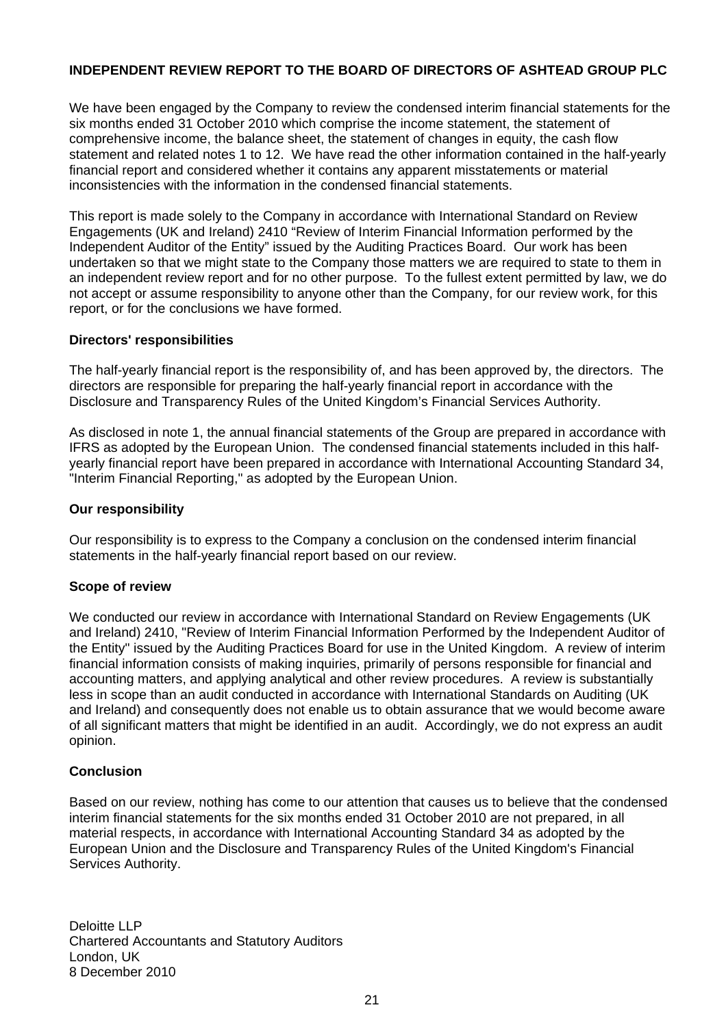# INDEPENDENT REVIEW REPORT TO THE BOARD OF DIRECTORS OF ASHTEAD GROUP PLC

We have been engaged by the Company to review the condensed interim financial statements for the six months ended 31 October 2010 which comprise the income statement, the statement of comprehensive income, the balance sheet, the statement of changes in equity, the cash flow statement and related notes 1 to 12. We have read the other information contained in the half-yearly financial report and considered whether it contains any apparent misstatements or material inconsistencies with the information in the condensed financial statements.

This report is made solely to the Company in accordance with International Standard on Review Engagements (UK and Ireland) 2410 "Review of Interim Financial Information performed by the Independent Auditor of the Entity" issued by the Auditing Practices Board. Our work has been undertaken so that we might state to the Company those matters we are required to state to them in an independent review report and for no other purpose. To the fullest extent permitted by law, we do not accept or assume responsibility to anyone other than the Company, for our review work, for this report, or for the conclusions we have formed.

## Directors' responsibilities

The half-yearly financial report is the responsibility of, and has been approved by, the directors. The directors are responsible for preparing the half-yearly financial report in accordance with the Disclosure and Transparency Rules of the United Kingdom's Financial Services Authority.

As disclosed in note 1, the annual financial statements of the Group are prepared in accordance with IFRS as adopted by the European Union. The condensed financial statements included in this half-yearly financial report have been prepared in accordance with International Accounting Standard 34, "Interim Financial Reporting," as adopted by the European Union.

## Our responsibility

Our responsibility is to express to the Company a conclusion on the condensed interim financial statements in the half-yearly financial report based on our review.

## Scope of review

We conducted our review in accordance with International Standard on Review Engagements (UK and Ireland) 2410, "Review of Interim Financial Information Performed by the Independent Auditor of the Entity" issued by the Auditing Practices Board for use in the United Kingdom. A review of interim financial information consists of making inquiries, primarily of persons responsible for financial and accounting matters, and applying analytical and other review procedures. A review is substantially less in scope than an audit conducted in accordance with International Standards on Auditing (UK and Ireland) and consequently does not enable us to obtain assurance that we would become aware of all significant matters that might be identified in an audit. Accordingly, we do not express an audit opinion.

## Conclusion

Based on our review, nothing has come to our attention that causes us to believe that the condensed interim financial statements for the six months ended 31 October 2010 are not prepared, in all material respects, in accordance with International Accounting Standard 34 as adopted by the European Union and the Disclosure and Transparency Rules of the United Kingdom's Financial Services Authority.

Deloitte LLP  
Chartered Accountants and Statutory Auditors  
London, UK  
8 December 2010